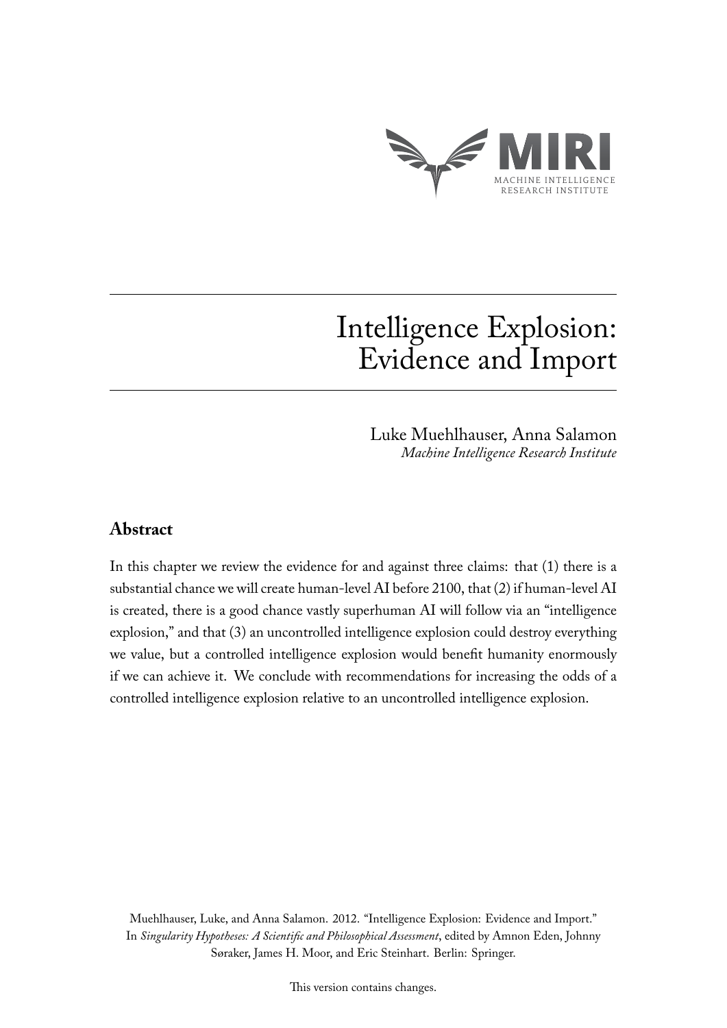MIRI

MACHINE INTELLIGENCE RESEARCH INSTITUTE

# Intelligence Explosion: Evidence and Import

Luke Muehlhauser, Anna Salamon
*Machine Intelligence Research Institute*

## Abstract

In this chapter we review the evidence for and against three claims: that (1) there is a substantial chance we will create human-level AI before 2100, that (2) if human-level AI is created, there is a good chance vastly superhuman AI will follow via an "intelligence explosion," and that (3) an uncontrolled intelligence explosion could destroy everything we value, but a controlled intelligence explosion would benefit humanity enormously if we can achieve it. We conclude with recommendations for increasing the odds of a controlled intelligence explosion relative to an uncontrolled intelligence explosion.

Muehlhauser, Luke, and Anna Salamon. 2012. "Intelligence Explosion: Evidence and Import." In *Singularity Hypotheses: A Scientific and Philosophical Assessment*, edited by Amnon Eden, Johnny Søraker, James H. Moor, and Eric Steinhart. Berlin: Springer.

This version contains changes.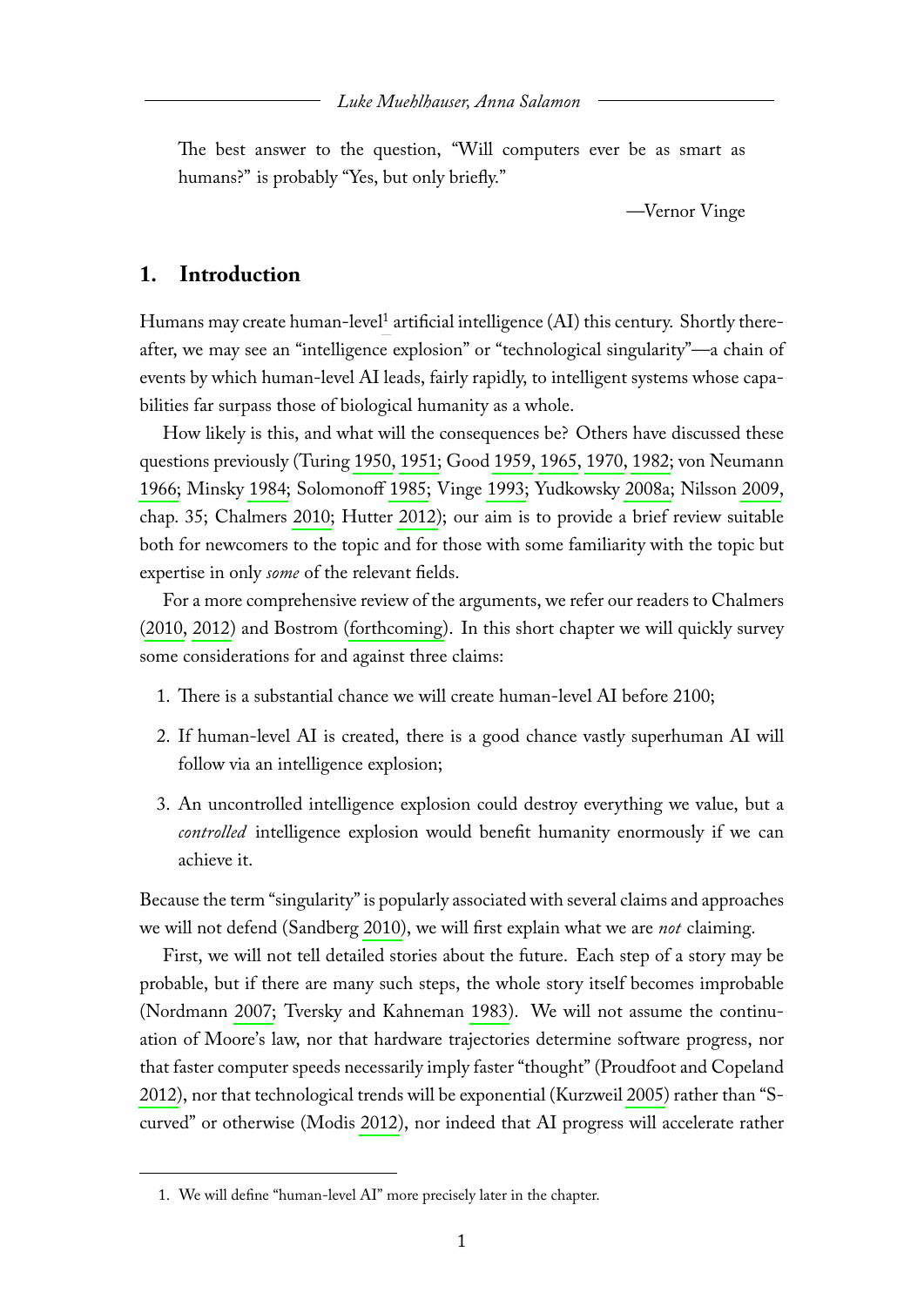> The best answer to the question, "Will computers ever be as smart as humans?" is probably "Yes, but only briefly."
>
> —Vernor Vinge

## 1. Introduction

Humans may create human-level[1] artificial intelligence (AI) this century. Shortly thereafter, we may see an "intelligence explosion" or "technological singularity"—a chain of events by which human-level AI leads, fairly rapidly, to intelligent systems whose capabilities far surpass those of biological humanity as a whole.

How likely is this, and what will the consequences be? Others have discussed these questions previously (Turing 1950, 1951; Good 1959, 1965, 1970, 1982; von Neumann 1966; Minsky 1984; Solomonoff 1985; Vinge 1993; Yudkowsky 2008a; Nilsson 2009, chap. 35; Chalmers 2010; Hutter 2012); our aim is to provide a brief review suitable both for newcomers to the topic and for those with some familiarity with the topic but expertise in only *some* of the relevant fields.

For a more comprehensive review of the arguments, we refer our readers to Chalmers (2010, 2012) and Bostrom (forthcoming). In this short chapter we will quickly survey some considerations for and against three claims:

1. There is a substantial chance we will create human-level AI before 2100;
2. If human-level AI is created, there is a good chance vastly superhuman AI will follow via an intelligence explosion;
3. An uncontrolled intelligence explosion could destroy everything we value, but a *controlled* intelligence explosion would benefit humanity enormously if we can achieve it.

Because the term "singularity" is popularly associated with several claims and approaches we will not defend (Sandberg 2010), we will first explain what we are *not* claiming.

First, we will not tell detailed stories about the future. Each step of a story may be probable, but if there are many such steps, the whole story itself becomes improbable (Nordmann 2007; Tversky and Kahneman 1983). We will not assume the continuation of Moore's law, nor that hardware trajectories determine software progress, nor that faster computer speeds necessarily imply faster "thought" (Proudfoot and Copeland 2012), nor that technological trends will be exponential (Kurzweil 2005) rather than "S-curved" or otherwise (Modis 2012), nor indeed that AI progress will accelerate rather

---

1. We will define "human-level AI" more precisely later in the chapter.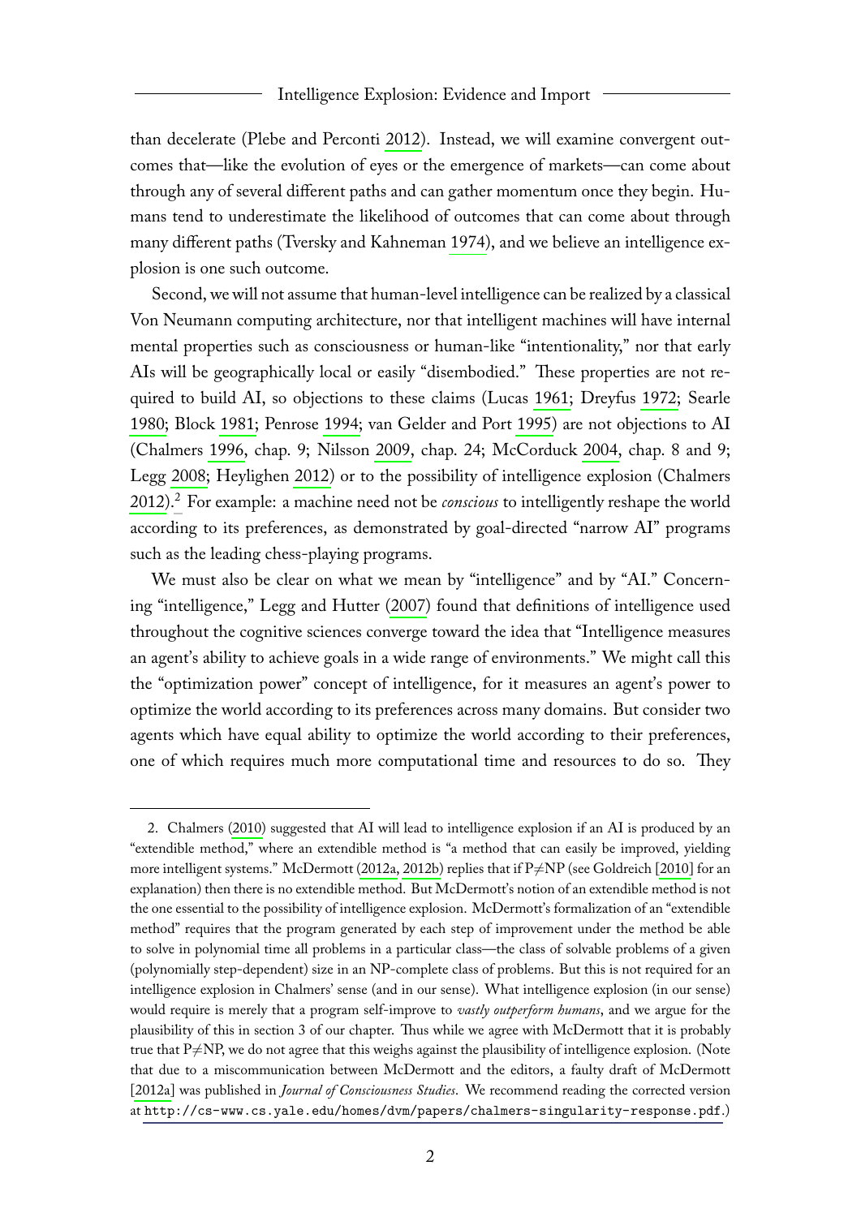than decelerate (Plebe and Perconti 2012). Instead, we will examine convergent outcomes that—like the evolution of eyes or the emergence of markets—can come about through any of several different paths and can gather momentum once they begin. Humans tend to underestimate the likelihood of outcomes that can come about through many different paths (Tversky and Kahneman 1974), and we believe an intelligence explosion is one such outcome.

Second, we will not assume that human-level intelligence can be realized by a classical Von Neumann computing architecture, nor that intelligent machines will have internal mental properties such as consciousness or human-like "intentionality," nor that early AIs will be geographically local or easily "disembodied." These properties are not required to build AI, so objections to these claims (Lucas 1961; Dreyfus 1972; Searle 1980; Block 1981; Penrose 1994; van Gelder and Port 1995) are not objections to AI (Chalmers 1996, chap. 9; Nilsson 2009, chap. 24; McCorduck 2004, chap. 8 and 9; Legg 2008; Heylighen 2012) or to the possibility of intelligence explosion (Chalmers 2012).[2] For example: a machine need not be *conscious* to intelligently reshape the world according to its preferences, as demonstrated by goal-directed "narrow AI" programs such as the leading chess-playing programs.

We must also be clear on what we mean by "intelligence" and by "AI." Concerning "intelligence," Legg and Hutter (2007) found that definitions of intelligence used throughout the cognitive sciences converge toward the idea that "Intelligence measures an agent's ability to achieve goals in a wide range of environments." We might call this the "optimization power" concept of intelligence, for it measures an agent's power to optimize the world according to its preferences across many domains. But consider two agents which have equal ability to optimize the world according to their preferences, one of which requires much more computational time and resources to do so. They

---

2. Chalmers (2010) suggested that AI will lead to intelligence explosion if an AI is produced by an "extendible method," where an extendible method is "a method that can easily be improved, yielding more intelligent systems." McDermott (2012a, 2012b) replies that if P≠NP (see Goldreich [2010] for an explanation) then there is no extendible method. But McDermott's notion of an extendible method is not the one essential to the possibility of intelligence explosion. McDermott's formalization of an "extendible method" requires that the program generated by each step of improvement under the method be able to solve in polynomial time all problems in a particular class—the class of solvable problems of a given (polynomially step-dependent) size in an NP-complete class of problems. But this is not required for an intelligence explosion in Chalmers' sense (and in our sense). What intelligence explosion (in our sense) would require is merely that a program self-improve to *vastly outperform humans*, and we argue for the plausibility of this in section 3 of our chapter. Thus while we agree with McDermott that it is probably true that P≠NP, we do not agree that this weighs against the plausibility of intelligence explosion. (Note that due to a miscommunication between McDermott and the editors, a faulty draft of McDermott [2012a] was published in *Journal of Consciousness Studies*. We recommend reading the corrected version at http://cs-www.cs.yale.edu/homes/dvm/papers/chalmers-singularity-response.pdf.)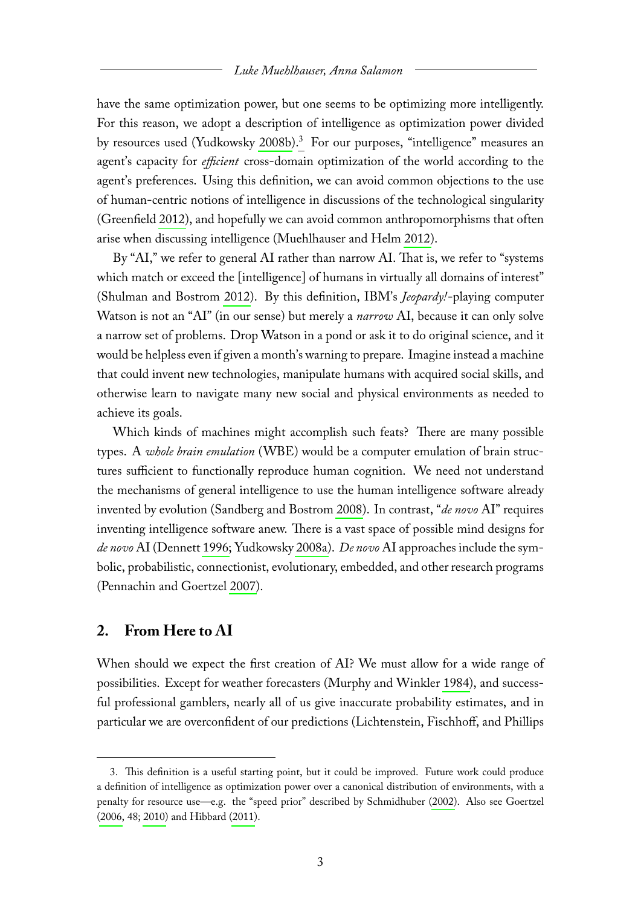have the same optimization power, but one seems to be optimizing more intelligently. For this reason, we adopt a description of intelligence as optimization power divided by resources used (Yudkowsky 2008b).[3] For our purposes, "intelligence" measures an agent's capacity for *efficient* cross-domain optimization of the world according to the agent's preferences. Using this definition, we can avoid common objections to the use of human-centric notions of intelligence in discussions of the technological singularity (Greenfield 2012), and hopefully we can avoid common anthropomorphisms that often arise when discussing intelligence (Muehlhauser and Helm 2012).

By "AI," we refer to general AI rather than narrow AI. That is, we refer to "systems which match or exceed the [intelligence] of humans in virtually all domains of interest" (Shulman and Bostrom 2012). By this definition, IBM's *Jeopardy!*-playing computer Watson is not an "AI" (in our sense) but merely a *narrow* AI, because it can only solve a narrow set of problems. Drop Watson in a pond or ask it to do original science, and it would be helpless even if given a month's warning to prepare. Imagine instead a machine that could invent new technologies, manipulate humans with acquired social skills, and otherwise learn to navigate many new social and physical environments as needed to achieve its goals.

Which kinds of machines might accomplish such feats? There are many possible types. A *whole brain emulation* (WBE) would be a computer emulation of brain structures sufficient to functionally reproduce human cognition. We need not understand the mechanisms of general intelligence to use the human intelligence software already invented by evolution (Sandberg and Bostrom 2008). In contrast, "*de novo* AI" requires inventing intelligence software anew. There is a vast space of possible mind designs for *de novo* AI (Dennett 1996; Yudkowsky 2008a). *De novo* AI approaches include the symbolic, probabilistic, connectionist, evolutionary, embedded, and other research programs (Pennachin and Goertzel 2007).

## 2. From Here to AI

When should we expect the first creation of AI? We must allow for a wide range of possibilities. Except for weather forecasters (Murphy and Winkler 1984), and successful professional gamblers, nearly all of us give inaccurate probability estimates, and in particular we are overconfident of our predictions (Lichtenstein, Fischhoff, and Phillips

---

3. This definition is a useful starting point, but it could be improved. Future work could produce a definition of intelligence as optimization power over a canonical distribution of environments, with a penalty for resource use—e.g. the "speed prior" described by Schmidhuber (2002). Also see Goertzel (2006, 48; 2010) and Hibbard (2011).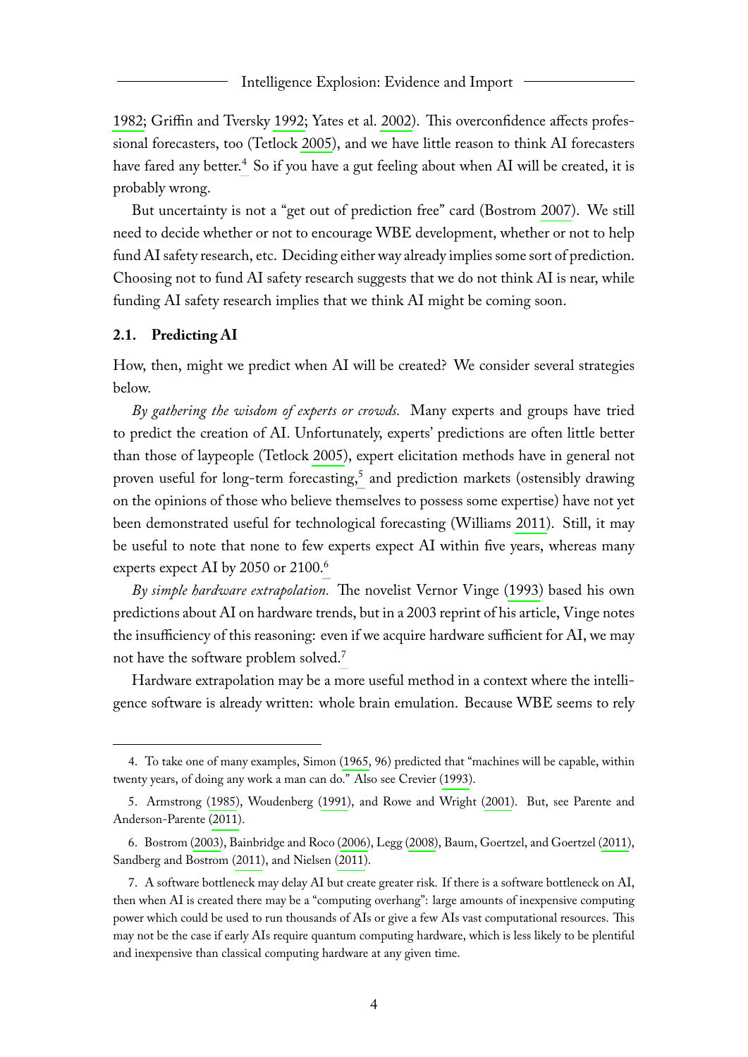1982; Griffin and Tversky 1992; Yates et al. 2002). This overconfidence affects professional forecasters, too (Tetlock 2005), and we have little reason to think AI forecasters have fared any better.[4] So if you have a gut feeling about when AI will be created, it is probably wrong.

But uncertainty is not a "get out of prediction free" card (Bostrom 2007). We still need to decide whether or not to encourage WBE development, whether or not to help fund AI safety research, etc. Deciding either way already implies some sort of prediction. Choosing not to fund AI safety research suggests that we do not think AI is near, while funding AI safety research implies that we think AI might be coming soon.

### 2.1. Predicting AI

How, then, might we predict when AI will be created? We consider several strategies below.

*By gathering the wisdom of experts or crowds.* Many experts and groups have tried to predict the creation of AI. Unfortunately, experts' predictions are often little better than those of laypeople (Tetlock 2005), expert elicitation methods have in general not proven useful for long-term forecasting,[5] and prediction markets (ostensibly drawing on the opinions of those who believe themselves to possess some expertise) have not yet been demonstrated useful for technological forecasting (Williams 2011). Still, it may be useful to note that none to few experts expect AI within five years, whereas many experts expect AI by 2050 or 2100.[6]

*By simple hardware extrapolation.* The novelist Vernor Vinge (1993) based his own predictions about AI on hardware trends, but in a 2003 reprint of his article, Vinge notes the insufficiency of this reasoning: even if we acquire hardware sufficient for AI, we may not have the software problem solved.[7]

Hardware extrapolation may be a more useful method in a context where the intelligence software is already written: whole brain emulation. Because WBE seems to rely

---

4. To take one of many examples, Simon (1965, 96) predicted that "machines will be capable, within twenty years, of doing any work a man can do." Also see Crevier (1993).

5. Armstrong (1985), Woudenberg (1991), and Rowe and Wright (2001). But, see Parente and Anderson-Parente (2011).

6. Bostrom (2003), Bainbridge and Roco (2006), Legg (2008), Baum, Goertzel, and Goertzel (2011), Sandberg and Bostrom (2011), and Nielsen (2011).

7. A software bottleneck may delay AI but create greater risk. If there is a software bottleneck on AI, then when AI is created there may be a "computing overhang": large amounts of inexpensive computing power which could be used to run thousands of AIs or give a few AIs vast computational resources. This may not be the case if early AIs require quantum computing hardware, which is less likely to be plentiful and inexpensive than classical computing hardware at any given time.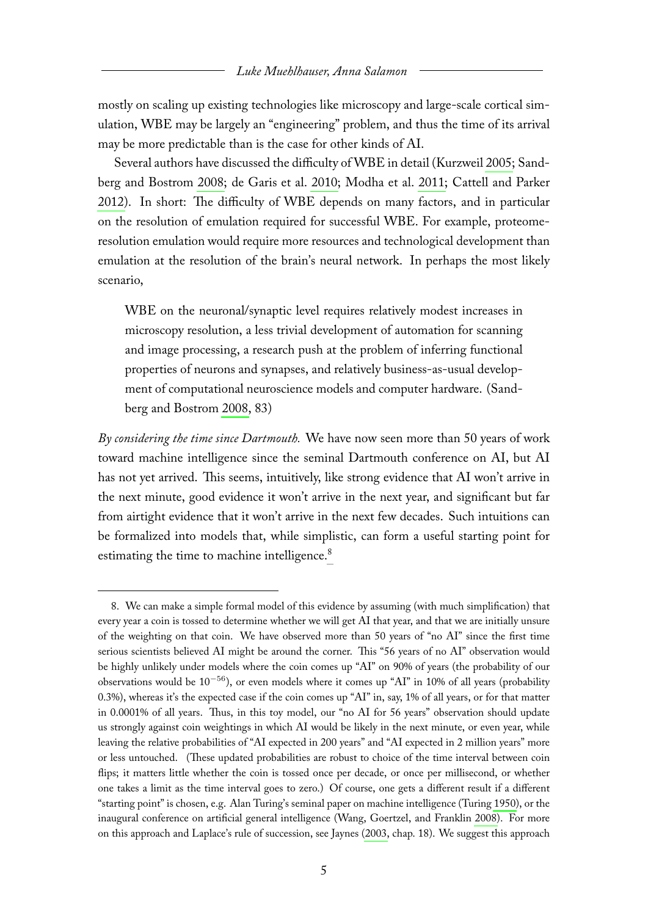mostly on scaling up existing technologies like microscopy and large-scale cortical simulation, WBE may be largely an "engineering" problem, and thus the time of its arrival may be more predictable than is the case for other kinds of AI.

Several authors have discussed the difficulty of WBE in detail (Kurzweil 2005; Sandberg and Bostrom 2008; de Garis et al. 2010; Modha et al. 2011; Cattell and Parker 2012). In short: The difficulty of WBE depends on many factors, and in particular on the resolution of emulation required for successful WBE. For example, proteome-resolution emulation would require more resources and technological development than emulation at the resolution of the brain's neural network. In perhaps the most likely scenario,

> WBE on the neuronal/synaptic level requires relatively modest increases in microscopy resolution, a less trivial development of automation for scanning and image processing, a research push at the problem of inferring functional properties of neurons and synapses, and relatively business-as-usual development of computational neuroscience models and computer hardware. (Sandberg and Bostrom 2008, 83)

*By considering the time since Dartmouth.* We have now seen more than 50 years of work toward machine intelligence since the seminal Dartmouth conference on AI, but AI has not yet arrived. This seems, intuitively, like strong evidence that AI won't arrive in the next minute, good evidence it won't arrive in the next year, and significant but far from airtight evidence that it won't arrive in the next few decades. Such intuitions can be formalized into models that, while simplistic, can form a useful starting point for estimating the time to machine intelligence.[8]

---

8. We can make a simple formal model of this evidence by assuming (with much simplification) that every year a coin is tossed to determine whether we will get AI that year, and that we are initially unsure of the weighting on that coin. We have observed more than 50 years of "no AI" since the first time serious scientists believed AI might be around the corner. This "56 years of no AI" observation would be highly unlikely under models where the coin comes up "AI" on 90% of years (the probability of our observations would be $10^{-56}$), or even models where it comes up "AI" in 10% of all years (probability 0.3%), whereas it's the expected case if the coin comes up "AI" in, say, 1% of all years, or for that matter in 0.0001% of all years. Thus, in this toy model, our "no AI for 56 years" observation should update us strongly against coin weightings in which AI would be likely in the next minute, or even year, while leaving the relative probabilities of "AI expected in 200 years" and "AI expected in 2 million years" more or less untouched. (These updated probabilities are robust to choice of the time interval between coin flips; it matters little whether the coin is tossed once per decade, or once per millisecond, or whether one takes a limit as the time interval goes to zero.) Of course, one gets a different result if a different "starting point" is chosen, e.g. Alan Turing's seminal paper on machine intelligence (Turing 1950), or the inaugural conference on artificial general intelligence (Wang, Goertzel, and Franklin 2008). For more on this approach and Laplace's rule of succession, see Jaynes (2003, chap. 18). We suggest this approach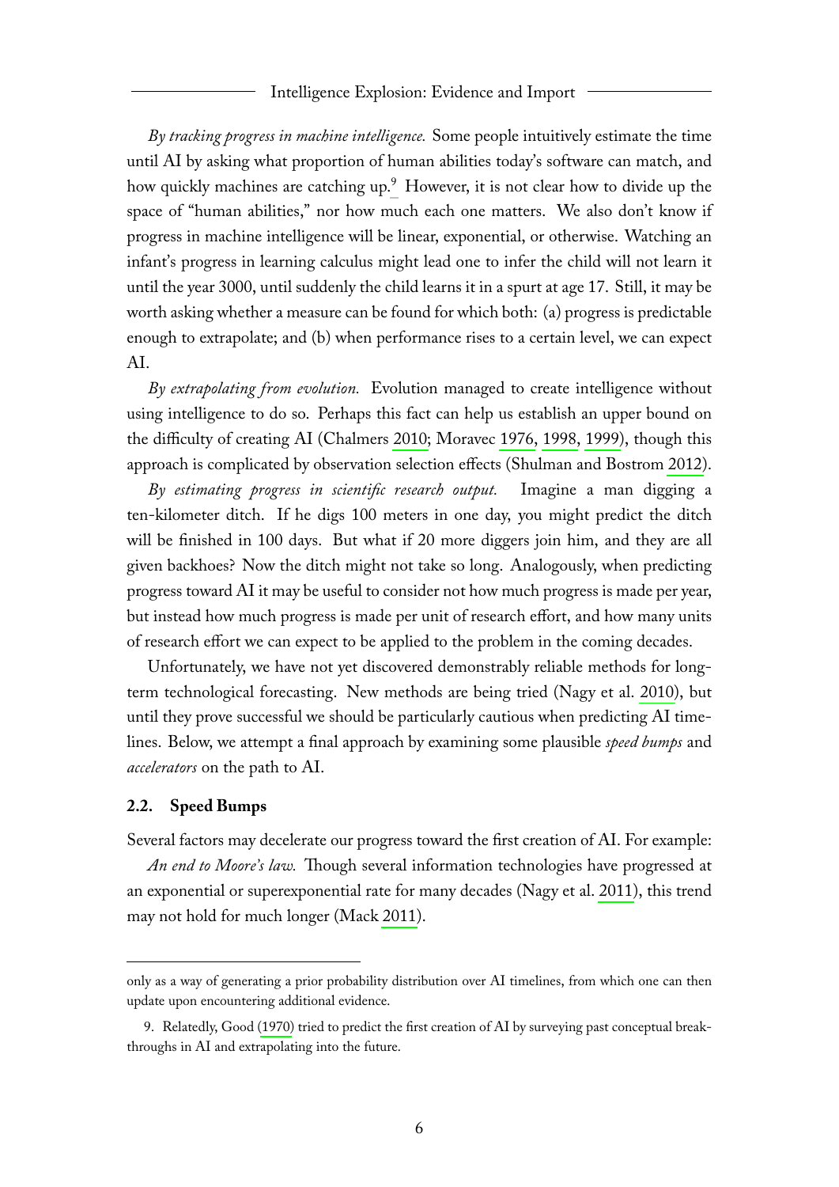*By tracking progress in machine intelligence.* Some people intuitively estimate the time until AI by asking what proportion of human abilities today's software can match, and how quickly machines are catching up.[9] However, it is not clear how to divide up the space of "human abilities," nor how much each one matters. We also don't know if progress in machine intelligence will be linear, exponential, or otherwise. Watching an infant's progress in learning calculus might lead one to infer the child will not learn it until the year 3000, until suddenly the child learns it in a spurt at age 17. Still, it may be worth asking whether a measure can be found for which both: (a) progress is predictable enough to extrapolate; and (b) when performance rises to a certain level, we can expect AI.

*By extrapolating from evolution.* Evolution managed to create intelligence without using intelligence to do so. Perhaps this fact can help us establish an upper bound on the difficulty of creating AI (Chalmers 2010; Moravec 1976, 1998, 1999), though this approach is complicated by observation selection effects (Shulman and Bostrom 2012).

*By estimating progress in scientific research output.* Imagine a man digging a ten-kilometer ditch. If he digs 100 meters in one day, you might predict the ditch will be finished in 100 days. But what if 20 more diggers join him, and they are all given backhoes? Now the ditch might not take so long. Analogously, when predicting progress toward AI it may be useful to consider not how much progress is made per year, but instead how much progress is made per unit of research effort, and how many units of research effort we can expect to be applied to the problem in the coming decades.

Unfortunately, we have not yet discovered demonstrably reliable methods for long-term technological forecasting. New methods are being tried (Nagy et al. 2010), but until they prove successful we should be particularly cautious when predicting AI timelines. Below, we attempt a final approach by examining some plausible *speed bumps* and *accelerators* on the path to AI.

### 2.2. Speed Bumps

Several factors may decelerate our progress toward the first creation of AI. For example:

*An end to Moore's law.* Though several information technologies have progressed at an exponential or superexponential rate for many decades (Nagy et al. 2011), this trend may not hold for much longer (Mack 2011).

---

only as a way of generating a prior probability distribution over AI timelines, from which one can then update upon encountering additional evidence.

9. Relatedly, Good (1970) tried to predict the first creation of AI by surveying past conceptual breakthroughs in AI and extrapolating into the future.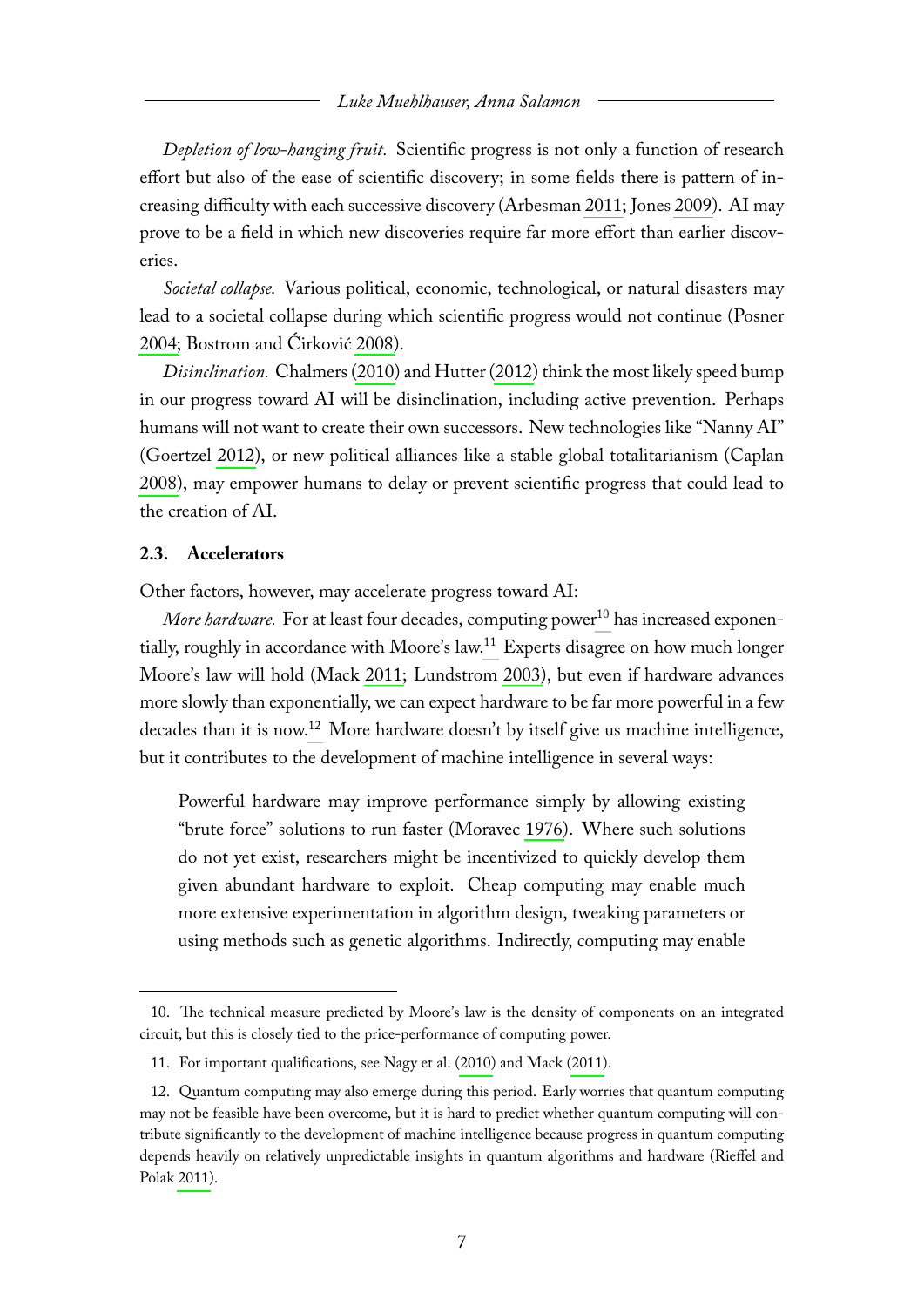*Depletion of low-hanging fruit.* Scientific progress is not only a function of research effort but also of the ease of scientific discovery; in some fields there is pattern of increasing difficulty with each successive discovery (Arbesman 2011; Jones 2009). AI may prove to be a field in which new discoveries require far more effort than earlier discoveries.

*Societal collapse.* Various political, economic, technological, or natural disasters may lead to a societal collapse during which scientific progress would not continue (Posner 2004; Bostrom and Ćirković 2008).

*Disinclination.* Chalmers (2010) and Hutter (2012) think the most likely speed bump in our progress toward AI will be disinclination, including active prevention. Perhaps humans will not want to create their own successors. New technologies like "Nanny AI" (Goertzel 2012), or new political alliances like a stable global totalitarianism (Caplan 2008), may empower humans to delay or prevent scientific progress that could lead to the creation of AI.

### 2.3. Accelerators

Other factors, however, may accelerate progress toward AI:

*More hardware.* For at least four decades, computing power[10] has increased exponentially, roughly in accordance with Moore's law.[11] Experts disagree on how much longer Moore's law will hold (Mack 2011; Lundstrom 2003), but even if hardware advances more slowly than exponentially, we can expect hardware to be far more powerful in a few decades than it is now.[12] More hardware doesn't by itself give us machine intelligence, but it contributes to the development of machine intelligence in several ways:

> Powerful hardware may improve performance simply by allowing existing "brute force" solutions to run faster (Moravec 1976). Where such solutions do not yet exist, researchers might be incentivized to quickly develop them given abundant hardware to exploit. Cheap computing may enable much more extensive experimentation in algorithm design, tweaking parameters or using methods such as genetic algorithms. Indirectly, computing may enable

10. The technical measure predicted by Moore's law is the density of components on an integrated circuit, but this is closely tied to the price-performance of computing power.

11. For important qualifications, see Nagy et al. (2010) and Mack (2011).

12. Quantum computing may also emerge during this period. Early worries that quantum computing may not be feasible have been overcome, but it is hard to predict whether quantum computing will contribute significantly to the development of machine intelligence because progress in quantum computing depends heavily on relatively unpredictable insights in quantum algorithms and hardware (Rieffel and Polak 2011).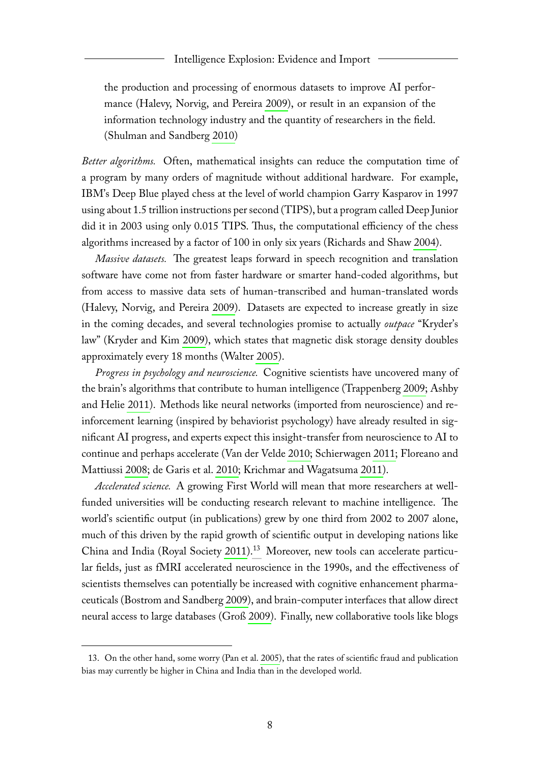the production and processing of enormous datasets to improve AI performance (Halevy, Norvig, and Pereira 2009), or result in an expansion of the information technology industry and the quantity of researchers in the field. (Shulman and Sandberg 2010)

*Better algorithms.* Often, mathematical insights can reduce the computation time of a program by many orders of magnitude without additional hardware. For example, IBM's Deep Blue played chess at the level of world champion Garry Kasparov in 1997 using about 1.5 trillion instructions per second (TIPS), but a program called Deep Junior did it in 2003 using only 0.015 TIPS. Thus, the computational efficiency of the chess algorithms increased by a factor of 100 in only six years (Richards and Shaw 2004).

*Massive datasets.* The greatest leaps forward in speech recognition and translation software have come not from faster hardware or smarter hand-coded algorithms, but from access to massive data sets of human-transcribed and human-translated words (Halevy, Norvig, and Pereira 2009). Datasets are expected to increase greatly in size in the coming decades, and several technologies promise to actually *outpace* "Kryder's law" (Kryder and Kim 2009), which states that magnetic disk storage density doubles approximately every 18 months (Walter 2005).

*Progress in psychology and neuroscience.* Cognitive scientists have uncovered many of the brain's algorithms that contribute to human intelligence (Trappenberg 2009; Ashby and Helie 2011). Methods like neural networks (imported from neuroscience) and reinforcement learning (inspired by behaviorist psychology) have already resulted in significant AI progress, and experts expect this insight-transfer from neuroscience to AI to continue and perhaps accelerate (Van der Velde 2010; Schierwagen 2011; Floreano and Mattiussi 2008; de Garis et al. 2010; Krichmar and Wagatsuma 2011).

*Accelerated science.* A growing First World will mean that more researchers at well-funded universities will be conducting research relevant to machine intelligence. The world's scientific output (in publications) grew by one third from 2002 to 2007 alone, much of this driven by the rapid growth of scientific output in developing nations like China and India (Royal Society 2011).[13] Moreover, new tools can accelerate particular fields, just as fMRI accelerated neuroscience in the 1990s, and the effectiveness of scientists themselves can potentially be increased with cognitive enhancement pharmaceuticals (Bostrom and Sandberg 2009), and brain-computer interfaces that allow direct neural access to large databases (Groß 2009). Finally, new collaborative tools like blogs

---

13. On the other hand, some worry (Pan et al. 2005), that the rates of scientific fraud and publication bias may currently be higher in China and India than in the developed world.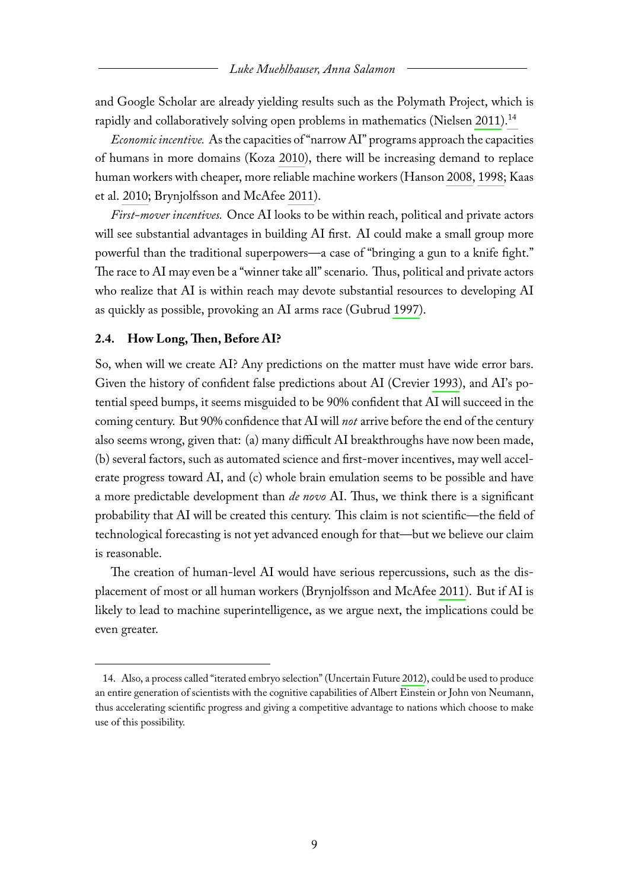and Google Scholar are already yielding results such as the Polymath Project, which is rapidly and collaboratively solving open problems in mathematics (Nielsen 2011).[14]

*Economic incentive.* As the capacities of "narrow AI" programs approach the capacities of humans in more domains (Koza 2010), there will be increasing demand to replace human workers with cheaper, more reliable machine workers (Hanson 2008, 1998; Kaas et al. 2010; Brynjolfsson and McAfee 2011).

*First-mover incentives.* Once AI looks to be within reach, political and private actors will see substantial advantages in building AI first. AI could make a small group more powerful than the traditional superpowers—a case of "bringing a gun to a knife fight." The race to AI may even be a "winner take all" scenario. Thus, political and private actors who realize that AI is within reach may devote substantial resources to developing AI as quickly as possible, provoking an AI arms race (Gubrud 1997).

### 2.4. How Long, Then, Before AI?

So, when will we create AI? Any predictions on the matter must have wide error bars. Given the history of confident false predictions about AI (Crevier 1993), and AI's potential speed bumps, it seems misguided to be 90% confident that AI will succeed in the coming century. But 90% confidence that AI will *not* arrive before the end of the century also seems wrong, given that: (a) many difficult AI breakthroughs have now been made, (b) several factors, such as automated science and first-mover incentives, may well accelerate progress toward AI, and (c) whole brain emulation seems to be possible and have a more predictable development than *de novo* AI. Thus, we think there is a significant probability that AI will be created this century. This claim is not scientific—the field of technological forecasting is not yet advanced enough for that—but we believe our claim is reasonable.

The creation of human-level AI would have serious repercussions, such as the displacement of most or all human workers (Brynjolfsson and McAfee 2011). But if AI is likely to lead to machine superintelligence, as we argue next, the implications could be even greater.

---

14. Also, a process called "iterated embryo selection" (Uncertain Future 2012), could be used to produce an entire generation of scientists with the cognitive capabilities of Albert Einstein or John von Neumann, thus accelerating scientific progress and giving a competitive advantage to nations which choose to make use of this possibility.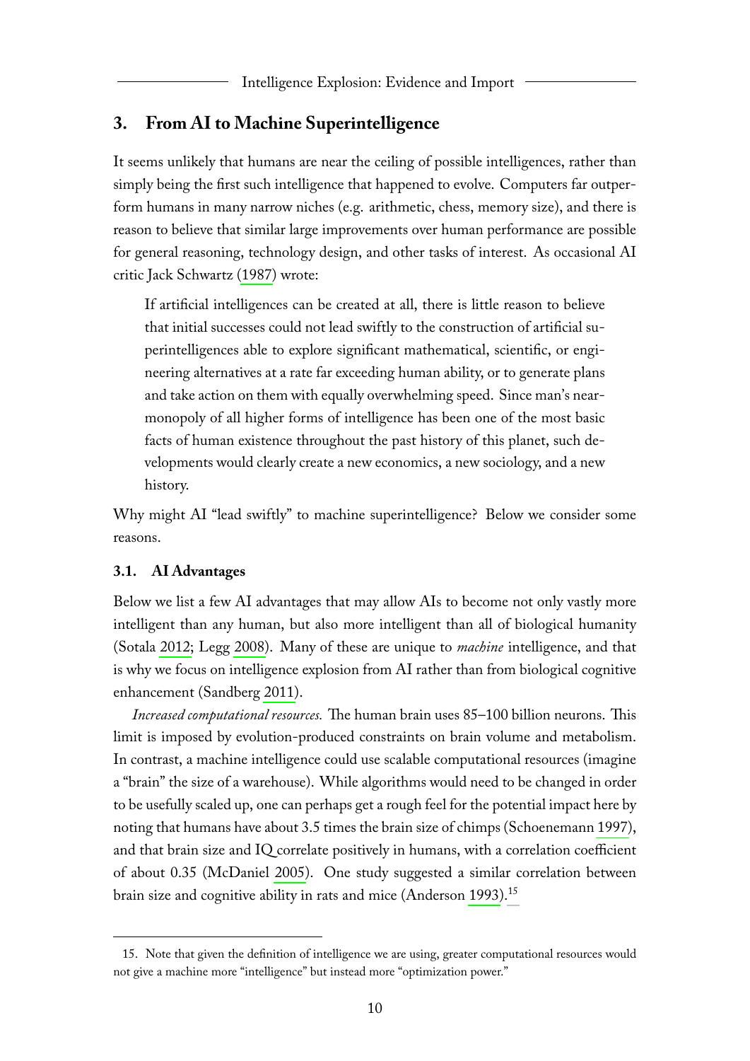## 3. From AI to Machine Superintelligence

It seems unlikely that humans are near the ceiling of possible intelligences, rather than simply being the first such intelligence that happened to evolve. Computers far outperform humans in many narrow niches (e.g. arithmetic, chess, memory size), and there is reason to believe that similar large improvements over human performance are possible for general reasoning, technology design, and other tasks of interest. As occasional AI critic Jack Schwartz (1987) wrote:

> If artificial intelligences can be created at all, there is little reason to believe that initial successes could not lead swiftly to the construction of artificial superintelligences able to explore significant mathematical, scientific, or engineering alternatives at a rate far exceeding human ability, or to generate plans and take action on them with equally overwhelming speed. Since man's near-monopoly of all higher forms of intelligence has been one of the most basic facts of human existence throughout the past history of this planet, such developments would clearly create a new economics, a new sociology, and a new history.

Why might AI "lead swiftly" to machine superintelligence? Below we consider some reasons.

### 3.1. AI Advantages

Below we list a few AI advantages that may allow AIs to become not only vastly more intelligent than any human, but also more intelligent than all of biological humanity (Sotala 2012; Legg 2008). Many of these are unique to *machine* intelligence, and that is why we focus on intelligence explosion from AI rather than from biological cognitive enhancement (Sandberg 2011).

*Increased computational resources.* The human brain uses 85–100 billion neurons. This limit is imposed by evolution-produced constraints on brain volume and metabolism. In contrast, a machine intelligence could use scalable computational resources (imagine a "brain" the size of a warehouse). While algorithms would need to be changed in order to be usefully scaled up, one can perhaps get a rough feel for the potential impact here by noting that humans have about 3.5 times the brain size of chimps (Schoenemann 1997), and that brain size and IQ correlate positively in humans, with a correlation coefficient of about 0.35 (McDaniel 2005). One study suggested a similar correlation between brain size and cognitive ability in rats and mice (Anderson 1993).[15]

---

15. Note that given the definition of intelligence we are using, greater computational resources would not give a machine more "intelligence" but instead more "optimization power."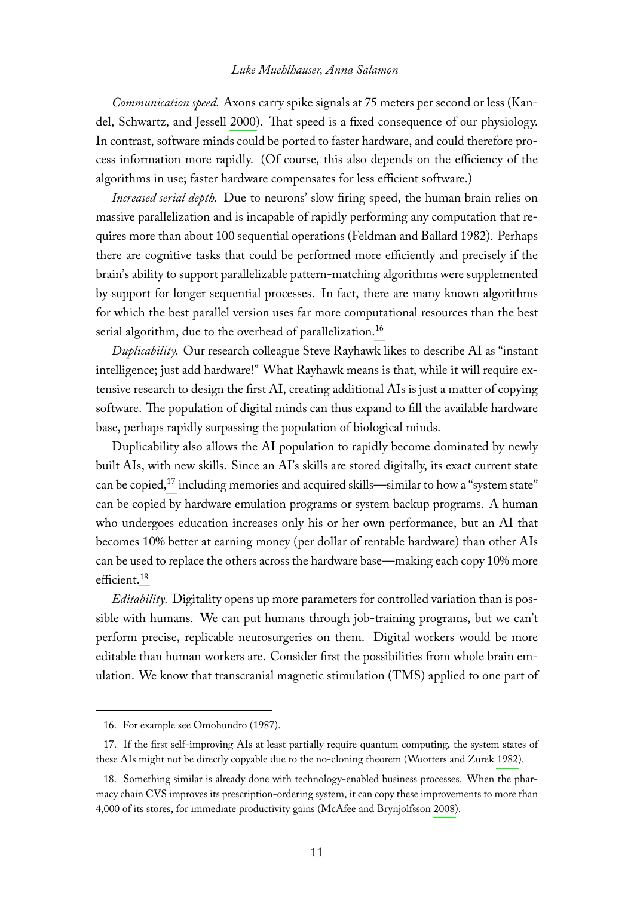*Communication speed.* Axons carry spike signals at 75 meters per second or less (Kandel, Schwartz, and Jessell 2000). That speed is a fixed consequence of our physiology. In contrast, software minds could be ported to faster hardware, and could therefore process information more rapidly. (Of course, this also depends on the efficiency of the algorithms in use; faster hardware compensates for less efficient software.)

*Increased serial depth.* Due to neurons' slow firing speed, the human brain relies on massive parallelization and is incapable of rapidly performing any computation that requires more than about 100 sequential operations (Feldman and Ballard 1982). Perhaps there are cognitive tasks that could be performed more efficiently and precisely if the brain's ability to support parallelizable pattern-matching algorithms were supplemented by support for longer sequential processes. In fact, there are many known algorithms for which the best parallel version uses far more computational resources than the best serial algorithm, due to the overhead of parallelization.[16]

*Duplicability.* Our research colleague Steve Rayhawk likes to describe AI as "instant intelligence; just add hardware!" What Rayhawk means is that, while it will require extensive research to design the first AI, creating additional AIs is just a matter of copying software. The population of digital minds can thus expand to fill the available hardware base, perhaps rapidly surpassing the population of biological minds.

Duplicability also allows the AI population to rapidly become dominated by newly built AIs, with new skills. Since an AI's skills are stored digitally, its exact current state can be copied,[17] including memories and acquired skills—similar to how a "system state" can be copied by hardware emulation programs or system backup programs. A human who undergoes education increases only his or her own performance, but an AI that becomes 10% better at earning money (per dollar of rentable hardware) than other AIs can be used to replace the others across the hardware base—making each copy 10% more efficient.[18]

*Editability.* Digitality opens up more parameters for controlled variation than is possible with humans. We can put humans through job-training programs, but we can't perform precise, replicable neurosurgeries on them. Digital workers would be more editable than human workers are. Consider first the possibilities from whole brain emulation. We know that transcranial magnetic stimulation (TMS) applied to one part of

---

16. For example see Omohundro (1987).

17. If the first self-improving AIs at least partially require quantum computing, the system states of these AIs might not be directly copyable due to the no-cloning theorem (Wootters and Zurek 1982).

18. Something similar is already done with technology-enabled business processes. When the pharmacy chain CVS improves its prescription-ordering system, it can copy these improvements to more than 4,000 of its stores, for immediate productivity gains (McAfee and Brynjolfsson 2008).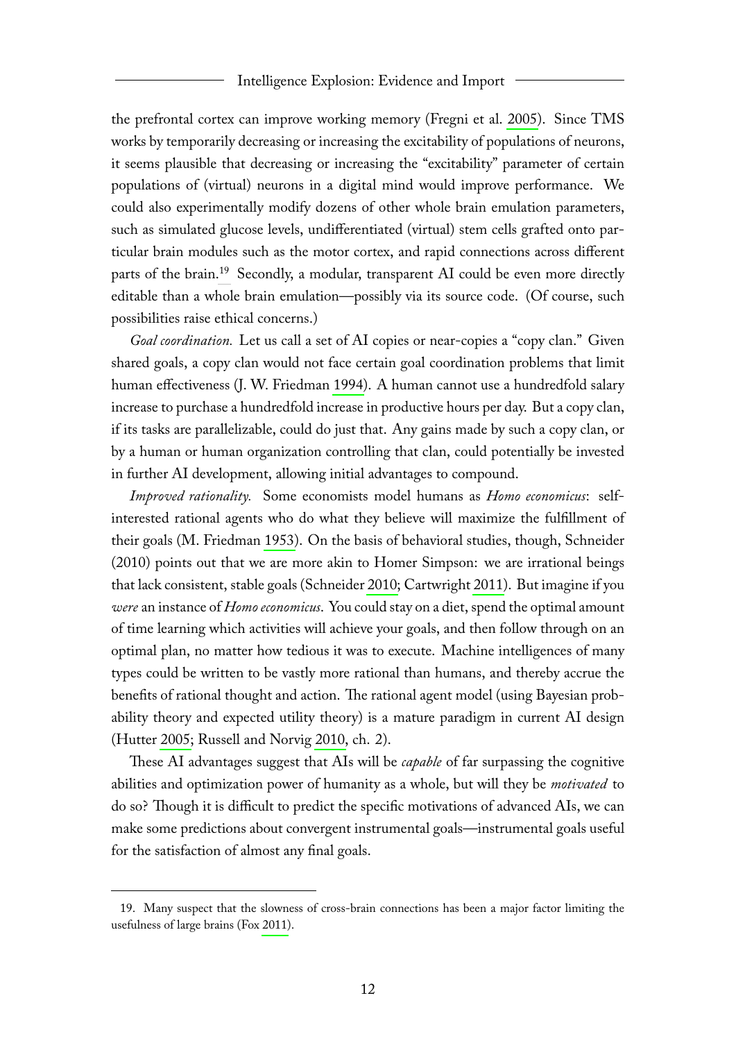the prefrontal cortex can improve working memory (Fregni et al. 2005). Since TMS works by temporarily decreasing or increasing the excitability of populations of neurons, it seems plausible that decreasing or increasing the "excitability" parameter of certain populations of (virtual) neurons in a digital mind would improve performance. We could also experimentally modify dozens of other whole brain emulation parameters, such as simulated glucose levels, undifferentiated (virtual) stem cells grafted onto particular brain modules such as the motor cortex, and rapid connections across different parts of the brain.[19] Secondly, a modular, transparent AI could be even more directly editable than a whole brain emulation—possibly via its source code. (Of course, such possibilities raise ethical concerns.)

*Goal coordination.* Let us call a set of AI copies or near-copies a "copy clan." Given shared goals, a copy clan would not face certain goal coordination problems that limit human effectiveness (J. W. Friedman 1994). A human cannot use a hundredfold salary increase to purchase a hundredfold increase in productive hours per day. But a copy clan, if its tasks are parallelizable, could do just that. Any gains made by such a copy clan, or by a human or human organization controlling that clan, could potentially be invested in further AI development, allowing initial advantages to compound.

*Improved rationality.* Some economists model humans as *Homo economicus*: self-interested rational agents who do what they believe will maximize the fulfillment of their goals (M. Friedman 1953). On the basis of behavioral studies, though, Schneider (2010) points out that we are more akin to Homer Simpson: we are irrational beings that lack consistent, stable goals (Schneider 2010; Cartwright 2011). But imagine if you *were* an instance of *Homo economicus*. You could stay on a diet, spend the optimal amount of time learning which activities will achieve your goals, and then follow through on an optimal plan, no matter how tedious it was to execute. Machine intelligences of many types could be written to be vastly more rational than humans, and thereby accrue the benefits of rational thought and action. The rational agent model (using Bayesian probability theory and expected utility theory) is a mature paradigm in current AI design (Hutter 2005; Russell and Norvig 2010, ch. 2).

These AI advantages suggest that AIs will be *capable* of far surpassing the cognitive abilities and optimization power of humanity as a whole, but will they be *motivated* to do so? Though it is difficult to predict the specific motivations of advanced AIs, we can make some predictions about convergent instrumental goals—instrumental goals useful for the satisfaction of almost any final goals.

---

19. Many suspect that the slowness of cross-brain connections has been a major factor limiting the usefulness of large brains (Fox 2011).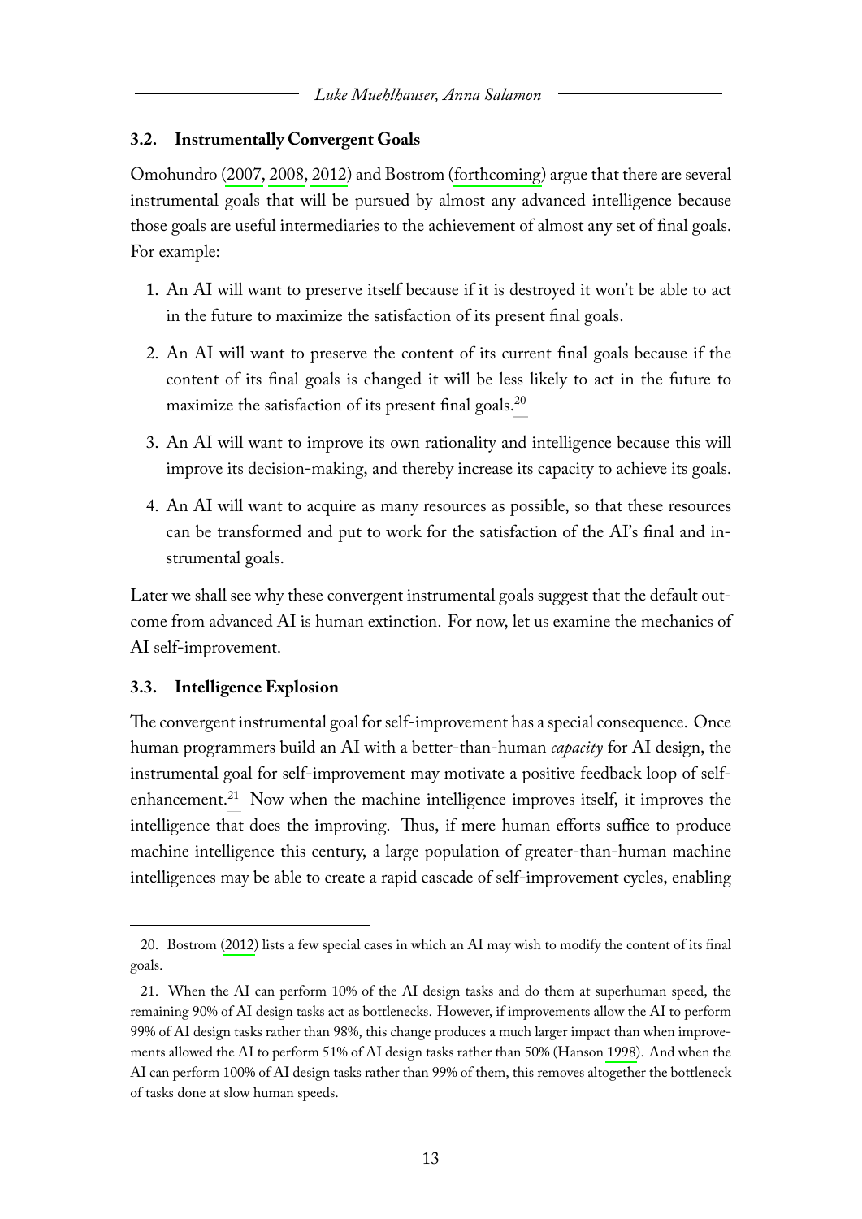### 3.2. Instrumentally Convergent Goals

Omohundro (2007, 2008, 2012) and Bostrom (forthcoming) argue that there are several instrumental goals that will be pursued by almost any advanced intelligence because those goals are useful intermediaries to the achievement of almost any set of final goals. For example:

1. An AI will want to preserve itself because if it is destroyed it won't be able to act in the future to maximize the satisfaction of its present final goals.
2. An AI will want to preserve the content of its current final goals because if the content of its final goals is changed it will be less likely to act in the future to maximize the satisfaction of its present final goals.[20]
3. An AI will want to improve its own rationality and intelligence because this will improve its decision-making, and thereby increase its capacity to achieve its goals.
4. An AI will want to acquire as many resources as possible, so that these resources can be transformed and put to work for the satisfaction of the AI's final and instrumental goals.

Later we shall see why these convergent instrumental goals suggest that the default outcome from advanced AI is human extinction. For now, let us examine the mechanics of AI self-improvement.

### 3.3. Intelligence Explosion

The convergent instrumental goal for self-improvement has a special consequence. Once human programmers build an AI with a better-than-human *capacity* for AI design, the instrumental goal for self-improvement may motivate a positive feedback loop of self-enhancement.[21] Now when the machine intelligence improves itself, it improves the intelligence that does the improving. Thus, if mere human efforts suffice to produce machine intelligence this century, a large population of greater-than-human machine intelligences may be able to create a rapid cascade of self-improvement cycles, enabling

---

20. Bostrom (2012) lists a few special cases in which an AI may wish to modify the content of its final goals.

21. When the AI can perform 10% of the AI design tasks and do them at superhuman speed, the remaining 90% of AI design tasks act as bottlenecks. However, if improvements allow the AI to perform 99% of AI design tasks rather than 98%, this change produces a much larger impact than when improvements allowed the AI to perform 51% of AI design tasks rather than 50% (Hanson 1998). And when the AI can perform 100% of AI design tasks rather than 99% of them, this removes altogether the bottleneck of tasks done at slow human speeds.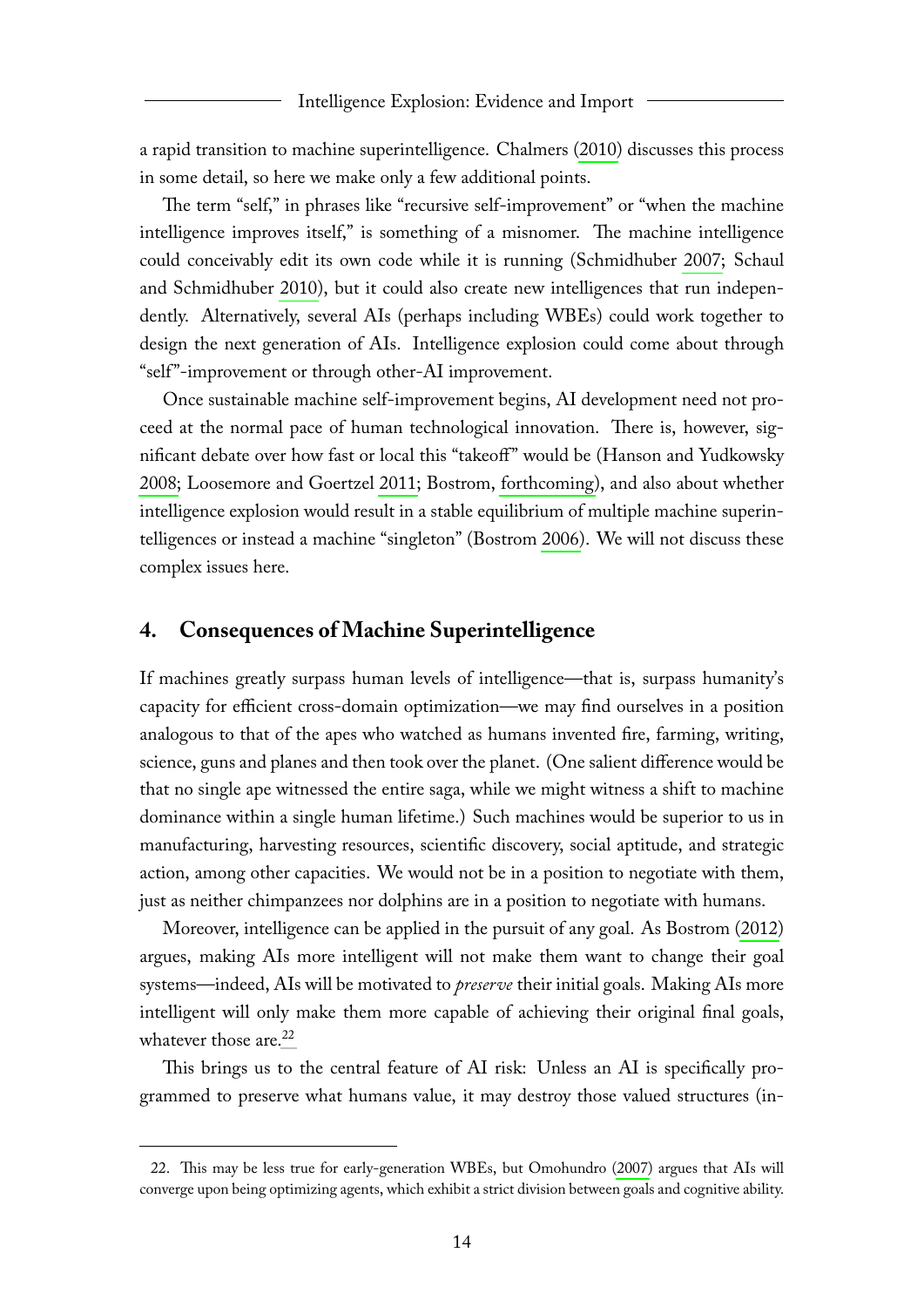a rapid transition to machine superintelligence. Chalmers (2010) discusses this process in some detail, so here we make only a few additional points.

The term "self," in phrases like "recursive self-improvement" or "when the machine intelligence improves itself," is something of a misnomer. The machine intelligence could conceivably edit its own code while it is running (Schmidhuber 2007; Schaul and Schmidhuber 2010), but it could also create new intelligences that run independently. Alternatively, several AIs (perhaps including WBEs) could work together to design the next generation of AIs. Intelligence explosion could come about through "self"-improvement or through other-AI improvement.

Once sustainable machine self-improvement begins, AI development need not proceed at the normal pace of human technological innovation. There is, however, significant debate over how fast or local this "takeoff" would be (Hanson and Yudkowsky 2008; Loosemore and Goertzel 2011; Bostrom, forthcoming), and also about whether intelligence explosion would result in a stable equilibrium of multiple machine superintelligences or instead a machine "singleton" (Bostrom 2006). We will not discuss these complex issues here.

## 4. Consequences of Machine Superintelligence

If machines greatly surpass human levels of intelligence—that is, surpass humanity's capacity for efficient cross-domain optimization—we may find ourselves in a position analogous to that of the apes who watched as humans invented fire, farming, writing, science, guns and planes and then took over the planet. (One salient difference would be that no single ape witnessed the entire saga, while we might witness a shift to machine dominance within a single human lifetime.) Such machines would be superior to us in manufacturing, harvesting resources, scientific discovery, social aptitude, and strategic action, among other capacities. We would not be in a position to negotiate with them, just as neither chimpanzees nor dolphins are in a position to negotiate with humans.

Moreover, intelligence can be applied in the pursuit of any goal. As Bostrom (2012) argues, making AIs more intelligent will not make them want to change their goal systems—indeed, AIs will be motivated to *preserve* their initial goals. Making AIs more intelligent will only make them more capable of achieving their original final goals, whatever those are.[22]

This brings us to the central feature of AI risk: Unless an AI is specifically programmed to preserve what humans value, it may destroy those valued structures (in-

---

22. This may be less true for early-generation WBEs, but Omohundro (2007) argues that AIs will converge upon being optimizing agents, which exhibit a strict division between goals and cognitive ability.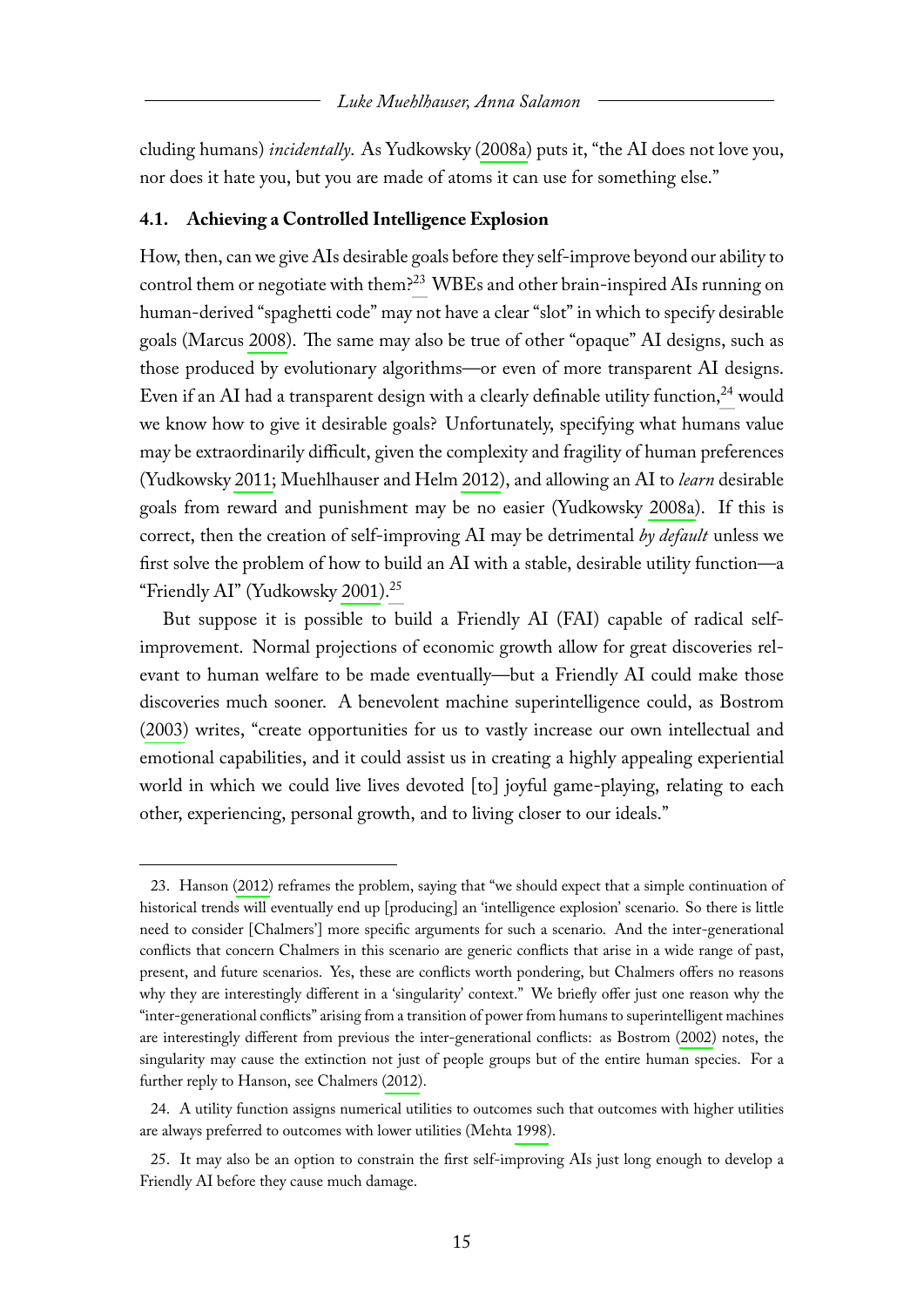cluding humans) *incidentally*. As Yudkowsky (2008a) puts it, "the AI does not love you, nor does it hate you, but you are made of atoms it can use for something else."

### 4.1. Achieving a Controlled Intelligence Explosion

How, then, can we give AIs desirable goals before they self-improve beyond our ability to control them or negotiate with them?[23] WBEs and other brain-inspired AIs running on human-derived "spaghetti code" may not have a clear "slot" in which to specify desirable goals (Marcus 2008). The same may also be true of other "opaque" AI designs, such as those produced by evolutionary algorithms—or even of more transparent AI designs. Even if an AI had a transparent design with a clearly definable utility function,[24] would we know how to give it desirable goals? Unfortunately, specifying what humans value may be extraordinarily difficult, given the complexity and fragility of human preferences (Yudkowsky 2011; Muehlhauser and Helm 2012), and allowing an AI to *learn* desirable goals from reward and punishment may be no easier (Yudkowsky 2008a). If this is correct, then the creation of self-improving AI may be detrimental *by default* unless we first solve the problem of how to build an AI with a stable, desirable utility function—a "Friendly AI" (Yudkowsky 2001).[25]

But suppose it is possible to build a Friendly AI (FAI) capable of radical self-improvement. Normal projections of economic growth allow for great discoveries relevant to human welfare to be made eventually—but a Friendly AI could make those discoveries much sooner. A benevolent machine superintelligence could, as Bostrom (2003) writes, "create opportunities for us to vastly increase our own intellectual and emotional capabilities, and it could assist us in creating a highly appealing experiential world in which we could live lives devoted [to] joyful game-playing, relating to each other, experiencing, personal growth, and to living closer to our ideals."

---

23. Hanson (2012) reframes the problem, saying that "we should expect that a simple continuation of historical trends will eventually end up [producing] an 'intelligence explosion' scenario. So there is little need to consider [Chalmers'] more specific arguments for such a scenario. And the inter-generational conflicts that concern Chalmers in this scenario are generic conflicts that arise in a wide range of past, present, and future scenarios. Yes, these are conflicts worth pondering, but Chalmers offers no reasons why they are interestingly different in a 'singularity' context." We briefly offer just one reason why the "inter-generational conflicts" arising from a transition of power from humans to superintelligent machines are interestingly different from previous the inter-generational conflicts: as Bostrom (2002) notes, the singularity may cause the extinction not just of people groups but of the entire human species. For a further reply to Hanson, see Chalmers (2012).

24. A utility function assigns numerical utilities to outcomes such that outcomes with higher utilities are always preferred to outcomes with lower utilities (Mehta 1998).

25. It may also be an option to constrain the first self-improving AIs just long enough to develop a Friendly AI before they cause much damage.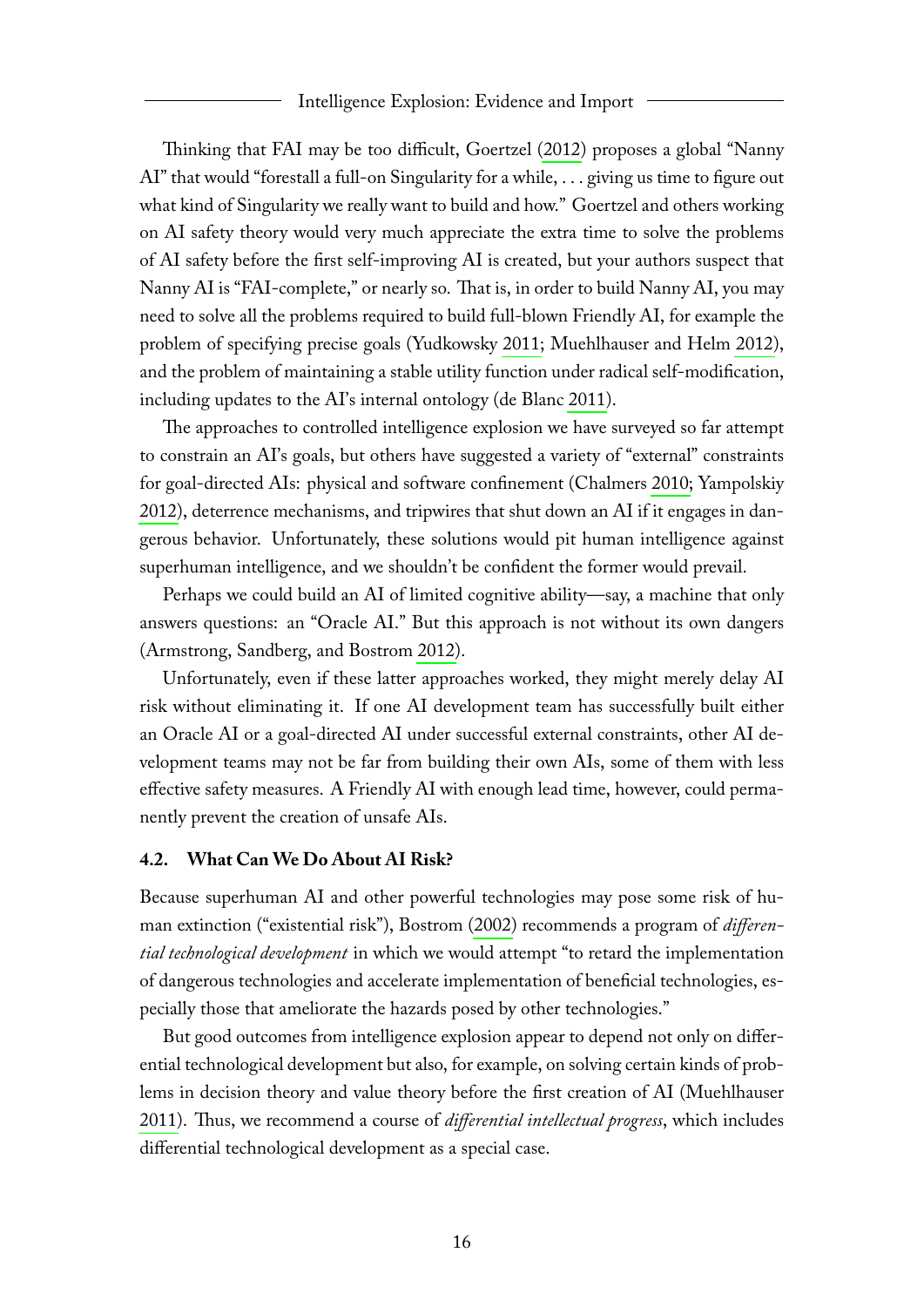Thinking that FAI may be too difficult, Goertzel (2012) proposes a global "Nanny AI" that would "forestall a full-on Singularity for a while, . . . giving us time to figure out what kind of Singularity we really want to build and how." Goertzel and others working on AI safety theory would very much appreciate the extra time to solve the problems of AI safety before the first self-improving AI is created, but your authors suspect that Nanny AI is "FAI-complete," or nearly so. That is, in order to build Nanny AI, you may need to solve all the problems required to build full-blown Friendly AI, for example the problem of specifying precise goals (Yudkowsky 2011; Muehlhauser and Helm 2012), and the problem of maintaining a stable utility function under radical self-modification, including updates to the AI's internal ontology (de Blanc 2011).

The approaches to controlled intelligence explosion we have surveyed so far attempt to constrain an AI's goals, but others have suggested a variety of "external" constraints for goal-directed AIs: physical and software confinement (Chalmers 2010; Yampolskiy 2012), deterrence mechanisms, and tripwires that shut down an AI if it engages in dangerous behavior. Unfortunately, these solutions would pit human intelligence against superhuman intelligence, and we shouldn't be confident the former would prevail.

Perhaps we could build an AI of limited cognitive ability—say, a machine that only answers questions: an "Oracle AI." But this approach is not without its own dangers (Armstrong, Sandberg, and Bostrom 2012).

Unfortunately, even if these latter approaches worked, they might merely delay AI risk without eliminating it. If one AI development team has successfully built either an Oracle AI or a goal-directed AI under successful external constraints, other AI development teams may not be far from building their own AIs, some of them with less effective safety measures. A Friendly AI with enough lead time, however, could permanently prevent the creation of unsafe AIs.

### 4.2. What Can We Do About AI Risk?

Because superhuman AI and other powerful technologies may pose some risk of human extinction ("existential risk"), Bostrom (2002) recommends a program of *differential technological development* in which we would attempt "to retard the implementation of dangerous technologies and accelerate implementation of beneficial technologies, especially those that ameliorate the hazards posed by other technologies."

But good outcomes from intelligence explosion appear to depend not only on differential technological development but also, for example, on solving certain kinds of problems in decision theory and value theory before the first creation of AI (Muehlhauser 2011). Thus, we recommend a course of *differential intellectual progress*, which includes differential technological development as a special case.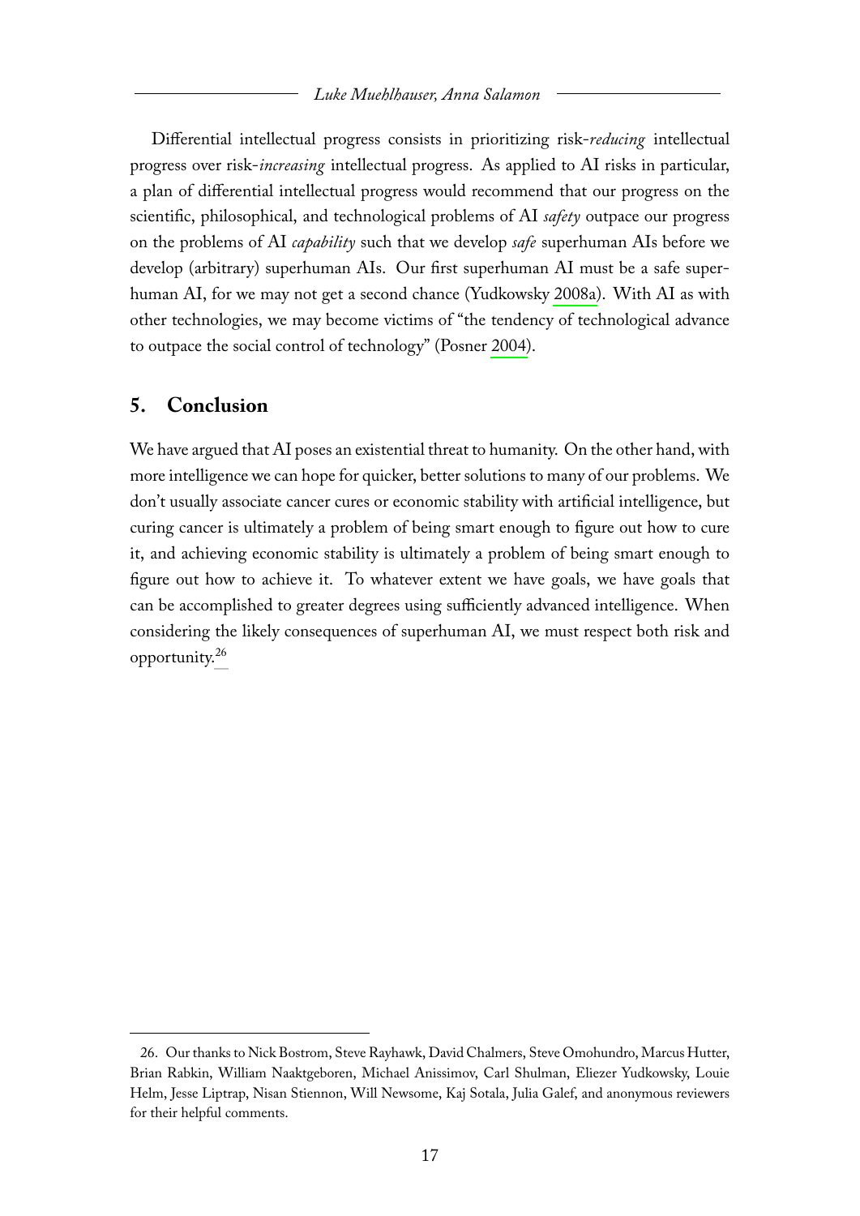Differential intellectual progress consists in prioritizing risk-*reducing* intellectual progress over risk-*increasing* intellectual progress. As applied to AI risks in particular, a plan of differential intellectual progress would recommend that our progress on the scientific, philosophical, and technological problems of AI *safety* outpace our progress on the problems of AI *capability* such that we develop *safe* superhuman AIs before we develop (arbitrary) superhuman AIs. Our first superhuman AI must be a safe superhuman AI, for we may not get a second chance (Yudkowsky 2008a). With AI as with other technologies, we may become victims of "the tendency of technological advance to outpace the social control of technology" (Posner 2004).

## 5. Conclusion

We have argued that AI poses an existential threat to humanity. On the other hand, with more intelligence we can hope for quicker, better solutions to many of our problems. We don't usually associate cancer cures or economic stability with artificial intelligence, but curing cancer is ultimately a problem of being smart enough to figure out how to cure it, and achieving economic stability is ultimately a problem of being smart enough to figure out how to achieve it. To whatever extent we have goals, we have goals that can be accomplished to greater degrees using sufficiently advanced intelligence. When considering the likely consequences of superhuman AI, we must respect both risk and opportunity.[26]

---

26. Our thanks to Nick Bostrom, Steve Rayhawk, David Chalmers, Steve Omohundro, Marcus Hutter, Brian Rabkin, William Naaktgeboren, Michael Anissimov, Carl Shulman, Eliezer Yudkowsky, Louie Helm, Jesse Liptrap, Nisan Stiennon, Will Newsome, Kaj Sotala, Julia Galef, and anonymous reviewers for their helpful comments.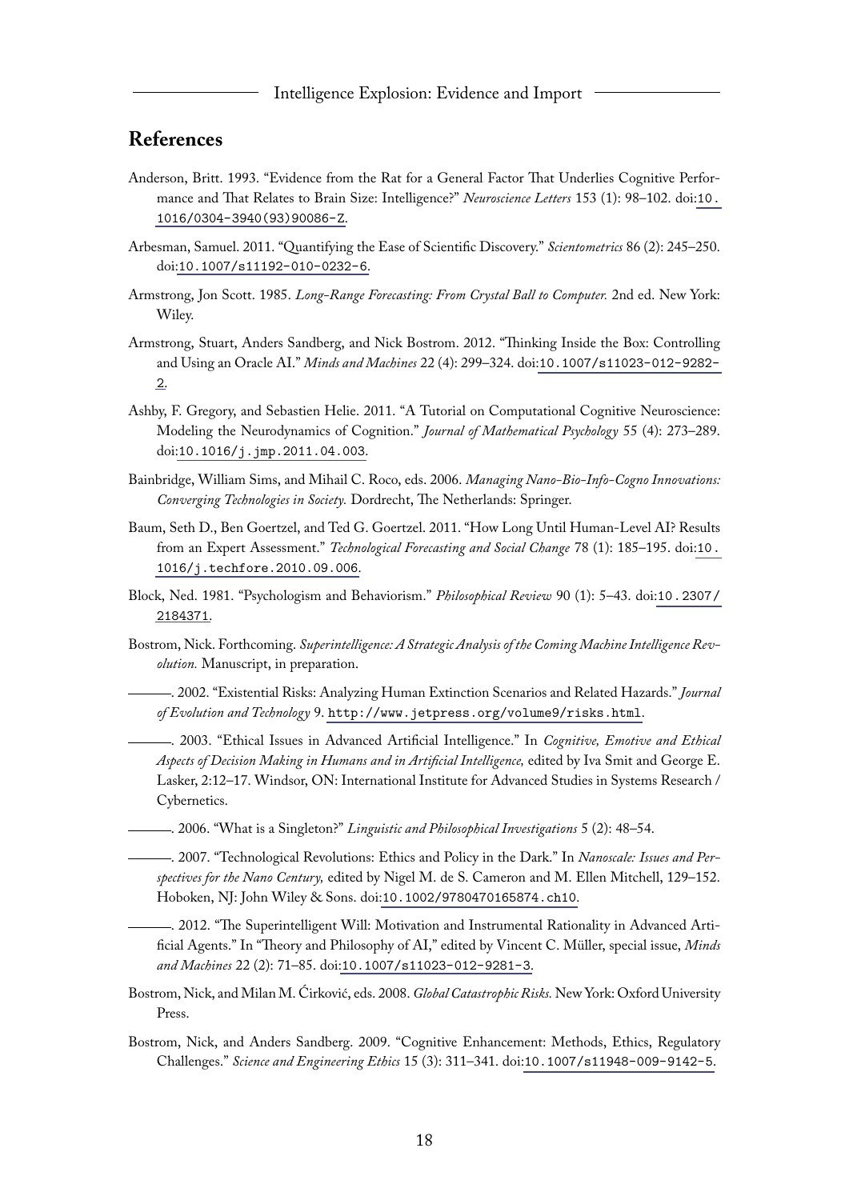## References

Anderson, Britt. 1993. "Evidence from the Rat for a General Factor That Underlies Cognitive Performance and That Relates to Brain Size: Intelligence?" *Neuroscience Letters* 153 (1): 98–102. doi:10.1016/0304-3940(93)90086-Z.

Arbesman, Samuel. 2011. "Quantifying the Ease of Scientific Discovery." *Scientometrics* 86 (2): 245–250. doi:10.1007/s11192-010-0232-6.

Armstrong, Jon Scott. 1985. *Long-Range Forecasting: From Crystal Ball to Computer.* 2nd ed. New York: Wiley.

Armstrong, Stuart, Anders Sandberg, and Nick Bostrom. 2012. "Thinking Inside the Box: Controlling and Using an Oracle AI." *Minds and Machines* 22 (4): 299–324. doi:10.1007/s11023-012-9282-2.

Ashby, F. Gregory, and Sebastien Helie. 2011. "A Tutorial on Computational Cognitive Neuroscience: Modeling the Neurodynamics of Cognition." *Journal of Mathematical Psychology* 55 (4): 273–289. doi:10.1016/j.jmp.2011.04.003.

Bainbridge, William Sims, and Mihail C. Roco, eds. 2006. *Managing Nano-Bio-Info-Cogno Innovations: Converging Technologies in Society.* Dordrecht, The Netherlands: Springer.

Baum, Seth D., Ben Goertzel, and Ted G. Goertzel. 2011. "How Long Until Human-Level AI? Results from an Expert Assessment." *Technological Forecasting and Social Change* 78 (1): 185–195. doi:10.1016/j.techfore.2010.09.006.

Block, Ned. 1981. "Psychologism and Behaviorism." *Philosophical Review* 90 (1): 5–43. doi:10.2307/2184371.

Bostrom, Nick. Forthcoming. *Superintelligence: A Strategic Analysis of the Coming Machine Intelligence Revolution.* Manuscript, in preparation.

———. 2002. "Existential Risks: Analyzing Human Extinction Scenarios and Related Hazards." *Journal of Evolution and Technology* 9. http://www.jetpress.org/volume9/risks.html.

———. 2003. "Ethical Issues in Advanced Artificial Intelligence." In *Cognitive, Emotive and Ethical Aspects of Decision Making in Humans and in Artificial Intelligence,* edited by Iva Smit and George E. Lasker, 2:12–17. Windsor, ON: International Institute for Advanced Studies in Systems Research / Cybernetics.

———. 2006. "What is a Singleton?" *Linguistic and Philosophical Investigations* 5 (2): 48–54.

———. 2007. "Technological Revolutions: Ethics and Policy in the Dark." In *Nanoscale: Issues and Perspectives for the Nano Century,* edited by Nigel M. de S. Cameron and M. Ellen Mitchell, 129–152. Hoboken, NJ: John Wiley & Sons. doi:10.1002/9780470165874.ch10.

———. 2012. "The Superintelligent Will: Motivation and Instrumental Rationality in Advanced Artificial Agents." In "Theory and Philosophy of AI," edited by Vincent C. Müller, special issue, *Minds and Machines* 22 (2): 71–85. doi:10.1007/s11023-012-9281-3.

Bostrom, Nick, and Milan M. Ćirković, eds. 2008. *Global Catastrophic Risks.* New York: Oxford University Press.

Bostrom, Nick, and Anders Sandberg. 2009. "Cognitive Enhancement: Methods, Ethics, Regulatory Challenges." *Science and Engineering Ethics* 15 (3): 311–341. doi:10.1007/s11948-009-9142-5.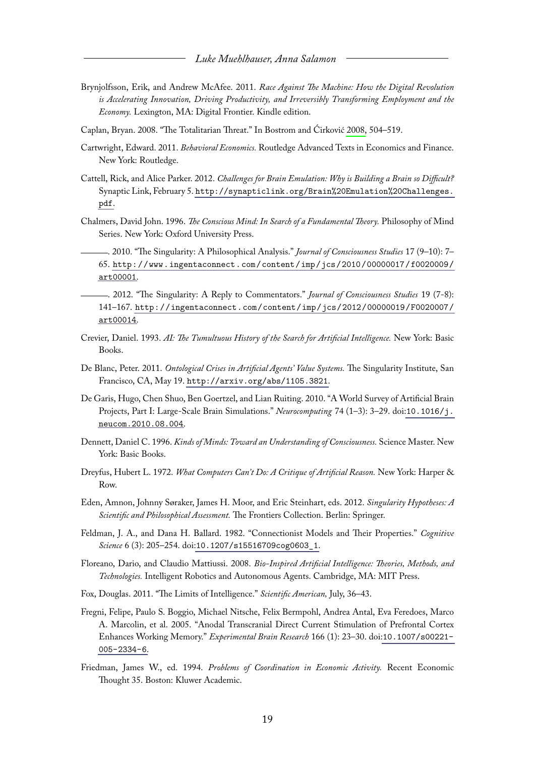Brynjolfsson, Erik, and Andrew McAfee. 2011. *Race Against The Machine: How the Digital Revolution is Accelerating Innovation, Driving Productivity, and Irreversibly Transforming Employment and the Economy.* Lexington, MA: Digital Frontier. Kindle edition.

Caplan, Bryan. 2008. "The Totalitarian Threat." In Bostrom and Ćirković 2008, 504–519.

Cartwright, Edward. 2011. *Behavioral Economics.* Routledge Advanced Texts in Economics and Finance. New York: Routledge.

Cattell, Rick, and Alice Parker. 2012. *Challenges for Brain Emulation: Why is Building a Brain so Difficult?* Synaptic Link, February 5. http://synapticlink.org/Brain%20Emulation%20Challenges.pdf.

Chalmers, David John. 1996. *The Conscious Mind: In Search of a Fundamental Theory.* Philosophy of Mind Series. New York: Oxford University Press.

———. 2010. "The Singularity: A Philosophical Analysis." *Journal of Consciousness Studies* 17 (9–10): 7–65. http://www.ingentaconnect.com/content/imp/jcs/2010/00000017/f0020009/art00001.

———. 2012. "The Singularity: A Reply to Commentators." *Journal of Consciousness Studies* 19 (7-8): 141–167. http://ingentaconnect.com/content/imp/jcs/2012/00000019/F0020007/art00014.

Crevier, Daniel. 1993. *AI: The Tumultuous History of the Search for Artificial Intelligence.* New York: Basic Books.

De Blanc, Peter. 2011. *Ontological Crises in Artificial Agents' Value Systems.* The Singularity Institute, San Francisco, CA, May 19. http://arxiv.org/abs/1105.3821.

De Garis, Hugo, Chen Shuo, Ben Goertzel, and Lian Ruiting. 2010. "A World Survey of Artificial Brain Projects, Part I: Large-Scale Brain Simulations." *Neurocomputing* 74 (1–3): 3–29. doi:10.1016/j.neucom.2010.08.004.

Dennett, Daniel C. 1996. *Kinds of Minds: Toward an Understanding of Consciousness.* Science Master. New York: Basic Books.

Dreyfus, Hubert L. 1972. *What Computers Can't Do: A Critique of Artificial Reason.* New York: Harper & Row.

Eden, Amnon, Johnny Søraker, James H. Moor, and Eric Steinhart, eds. 2012. *Singularity Hypotheses: A Scientific and Philosophical Assessment.* The Frontiers Collection. Berlin: Springer.

Feldman, J. A., and Dana H. Ballard. 1982. "Connectionist Models and Their Properties." *Cognitive Science* 6 (3): 205–254. doi:10.1207/s15516709cog0603_1.

Floreano, Dario, and Claudio Mattiussi. 2008. *Bio-Inspired Artificial Intelligence: Theories, Methods, and Technologies.* Intelligent Robotics and Autonomous Agents. Cambridge, MA: MIT Press.

Fox, Douglas. 2011. "The Limits of Intelligence." *Scientific American,* July, 36–43.

Fregni, Felipe, Paulo S. Boggio, Michael Nitsche, Felix Bermpohl, Andrea Antal, Eva Feredoes, Marco A. Marcolin, et al. 2005. "Anodal Transcranial Direct Current Stimulation of Prefrontal Cortex Enhances Working Memory." *Experimental Brain Research* 166 (1): 23–30. doi:10.1007/s00221-005-2334-6.

Friedman, James W., ed. 1994. *Problems of Coordination in Economic Activity.* Recent Economic Thought 35. Boston: Kluwer Academic.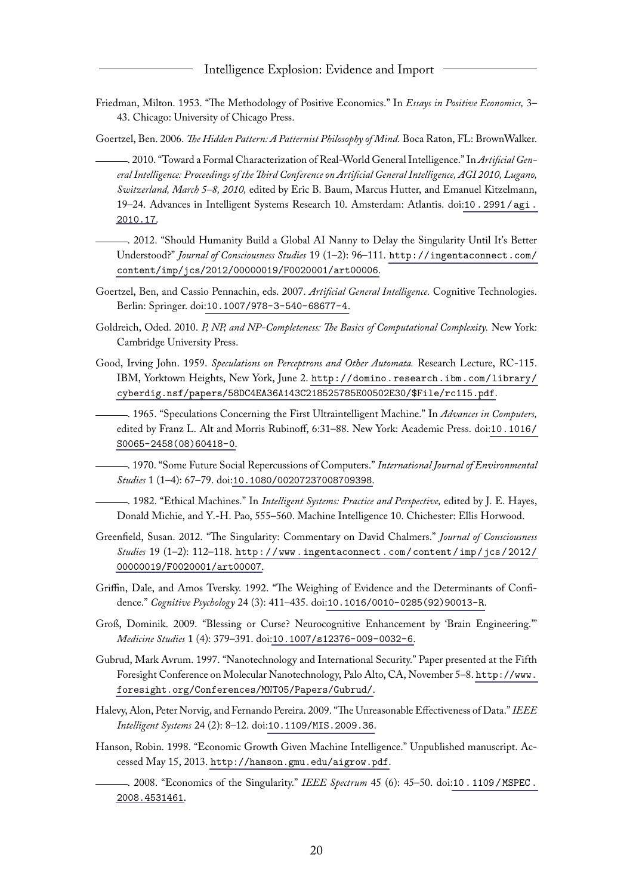Friedman, Milton. 1953. "The Methodology of Positive Economics." In *Essays in Positive Economics,* 3–43. Chicago: University of Chicago Press.

Goertzel, Ben. 2006. *The Hidden Pattern: A Patternist Philosophy of Mind.* Boca Raton, FL: BrownWalker.

———. 2010. "Toward a Formal Characterization of Real-World General Intelligence." In *Artificial General Intelligence: Proceedings of the Third Conference on Artificial General Intelligence, AGI 2010, Lugano, Switzerland, March 5–8, 2010,* edited by Eric B. Baum, Marcus Hutter, and Emanuel Kitzelmann, 19–24. Advances in Intelligent Systems Research 10. Amsterdam: Atlantis. doi:10.2991/agi.2010.17.

———. 2012. "Should Humanity Build a Global AI Nanny to Delay the Singularity Until It's Better Understood?" *Journal of Consciousness Studies* 19 (1–2): 96–111. http://ingentaconnect.com/content/imp/jcs/2012/00000019/F0020001/art00006.

Goertzel, Ben, and Cassio Pennachin, eds. 2007. *Artificial General Intelligence.* Cognitive Technologies. Berlin: Springer. doi:10.1007/978-3-540-68677-4.

Goldreich, Oded. 2010. *P, NP, and NP-Completeness: The Basics of Computational Complexity.* New York: Cambridge University Press.

Good, Irving John. 1959. *Speculations on Perceptrons and Other Automata.* Research Lecture, RC-115. IBM, Yorktown Heights, New York, June 2. http://domino.research.ibm.com/library/cyberdig.nsf/papers/58DC4EA36A143C218525785E00502E30/$File/rc115.pdf.

———. 1965. "Speculations Concerning the First Ultraintelligent Machine." In *Advances in Computers,* edited by Franz L. Alt and Morris Rubinoff, 6:31–88. New York: Academic Press. doi:10.1016/S0065-2458(08)60418-0.

———. 1970. "Some Future Social Repercussions of Computers." *International Journal of Environmental Studies* 1 (1–4): 67–79. doi:10.1080/00207237008709398.

———. 1982. "Ethical Machines." In *Intelligent Systems: Practice and Perspective,* edited by J. E. Hayes, Donald Michie, and Y.-H. Pao, 555–560. Machine Intelligence 10. Chichester: Ellis Horwood.

Greenfield, Susan. 2012. "The Singularity: Commentary on David Chalmers." *Journal of Consciousness Studies* 19 (1–2): 112–118. http://www.ingentaconnect.com/content/imp/jcs/2012/00000019/F0020001/art00007.

Griffin, Dale, and Amos Tversky. 1992. "The Weighing of Evidence and the Determinants of Confidence." *Cognitive Psychology* 24 (3): 411–435. doi:10.1016/0010-0285(92)90013-R.

Groß, Dominik. 2009. "Blessing or Curse? Neurocognitive Enhancement by 'Brain Engineering.'" *Medicine Studies* 1 (4): 379–391. doi:10.1007/s12376-009-0032-6.

Gubrud, Mark Avrum. 1997. "Nanotechnology and International Security." Paper presented at the Fifth Foresight Conference on Molecular Nanotechnology, Palo Alto, CA, November 5–8. http://www.foresight.org/Conferences/MNT05/Papers/Gubrud/.

Halevy, Alon, Peter Norvig, and Fernando Pereira. 2009. "The Unreasonable Effectiveness of Data." *IEEE Intelligent Systems* 24 (2): 8–12. doi:10.1109/MIS.2009.36.

Hanson, Robin. 1998. "Economic Growth Given Machine Intelligence." Unpublished manuscript. Accessed May 15, 2013. http://hanson.gmu.edu/aigrow.pdf.

———. 2008. "Economics of the Singularity." *IEEE Spectrum* 45 (6): 45–50. doi:10.1109/MSPEC.2008.4531461.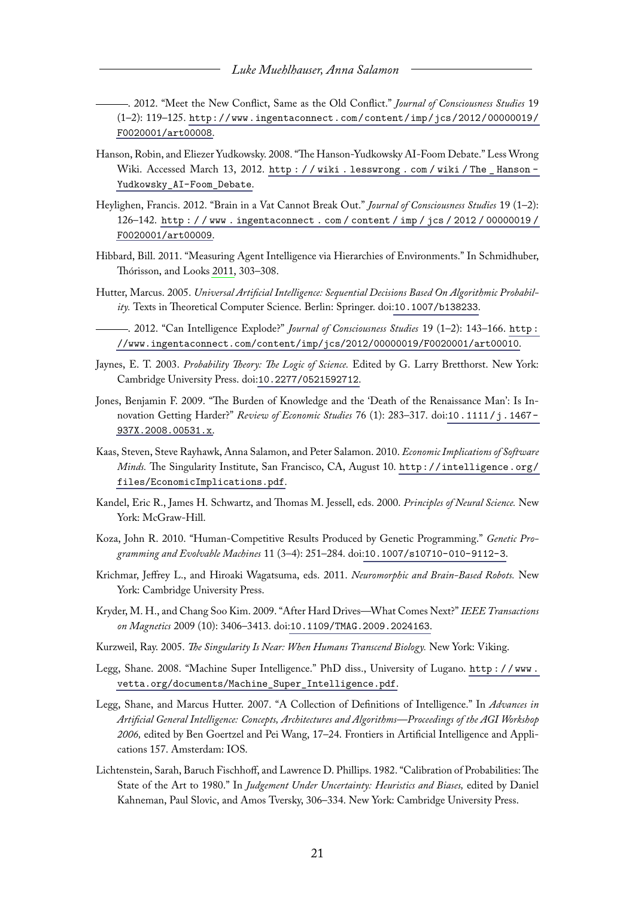———. 2012. "Meet the New Conflict, Same as the Old Conflict." *Journal of Consciousness Studies* 19 (1–2): 119–125. http://www.ingentaconnect.com/content/imp/jcs/2012/00000019/F0020001/art00008.

Hanson, Robin, and Eliezer Yudkowsky. 2008. "The Hanson-Yudkowsky AI-Foom Debate." Less Wrong Wiki. Accessed March 13, 2012. http://wiki.lesswrong.com/wiki/The_Hanson-Yudkowsky_AI-Foom_Debate.

Heylighen, Francis. 2012. "Brain in a Vat Cannot Break Out." *Journal of Consciousness Studies* 19 (1–2): 126–142. http://www.ingentaconnect.com/content/imp/jcs/2012/00000019/F0020001/art00009.

Hibbard, Bill. 2011. "Measuring Agent Intelligence via Hierarchies of Environments." In Schmidhuber, Thórisson, and Looks 2011, 303–308.

Hutter, Marcus. 2005. *Universal Artificial Intelligence: Sequential Decisions Based On Algorithmic Probability.* Texts in Theoretical Computer Science. Berlin: Springer. doi:10.1007/b138233.

———. 2012. "Can Intelligence Explode?" *Journal of Consciousness Studies* 19 (1–2): 143–166. http://www.ingentaconnect.com/content/imp/jcs/2012/00000019/F0020001/art00010.

Jaynes, E. T. 2003. *Probability Theory: The Logic of Science.* Edited by G. Larry Bretthorst. New York: Cambridge University Press. doi:10.2277/0521592712.

Jones, Benjamin F. 2009. "The Burden of Knowledge and the 'Death of the Renaissance Man': Is Innovation Getting Harder?" *Review of Economic Studies* 76 (1): 283–317. doi:10.1111/j.1467-937X.2008.00531.x.

Kaas, Steven, Steve Rayhawk, Anna Salamon, and Peter Salamon. 2010. *Economic Implications of Software Minds.* The Singularity Institute, San Francisco, CA, August 10. http://intelligence.org/files/EconomicImplications.pdf.

Kandel, Eric R., James H. Schwartz, and Thomas M. Jessell, eds. 2000. *Principles of Neural Science.* New York: McGraw-Hill.

Koza, John R. 2010. "Human-Competitive Results Produced by Genetic Programming." *Genetic Programming and Evolvable Machines* 11 (3–4): 251–284. doi:10.1007/s10710-010-9112-3.

Krichmar, Jeffrey L., and Hiroaki Wagatsuma, eds. 2011. *Neuromorphic and Brain-Based Robots.* New York: Cambridge University Press.

Kryder, M. H., and Chang Soo Kim. 2009. "After Hard Drives—What Comes Next?" *IEEE Transactions on Magnetics* 2009 (10): 3406–3413. doi:10.1109/TMAG.2009.2024163.

Kurzweil, Ray. 2005. *The Singularity Is Near: When Humans Transcend Biology.* New York: Viking.

Legg, Shane. 2008. "Machine Super Intelligence." PhD diss., University of Lugano. http://www.vetta.org/documents/Machine_Super_Intelligence.pdf.

Legg, Shane, and Marcus Hutter. 2007. "A Collection of Definitions of Intelligence." In *Advances in Artificial General Intelligence: Concepts, Architectures and Algorithms—Proceedings of the AGI Workshop 2006,* edited by Ben Goertzel and Pei Wang, 17–24. Frontiers in Artificial Intelligence and Applications 157. Amsterdam: IOS.

Lichtenstein, Sarah, Baruch Fischhoff, and Lawrence D. Phillips. 1982. "Calibration of Probabilities: The State of the Art to 1980." In *Judgement Under Uncertainty: Heuristics and Biases,* edited by Daniel Kahneman, Paul Slovic, and Amos Tversky, 306–334. New York: Cambridge University Press.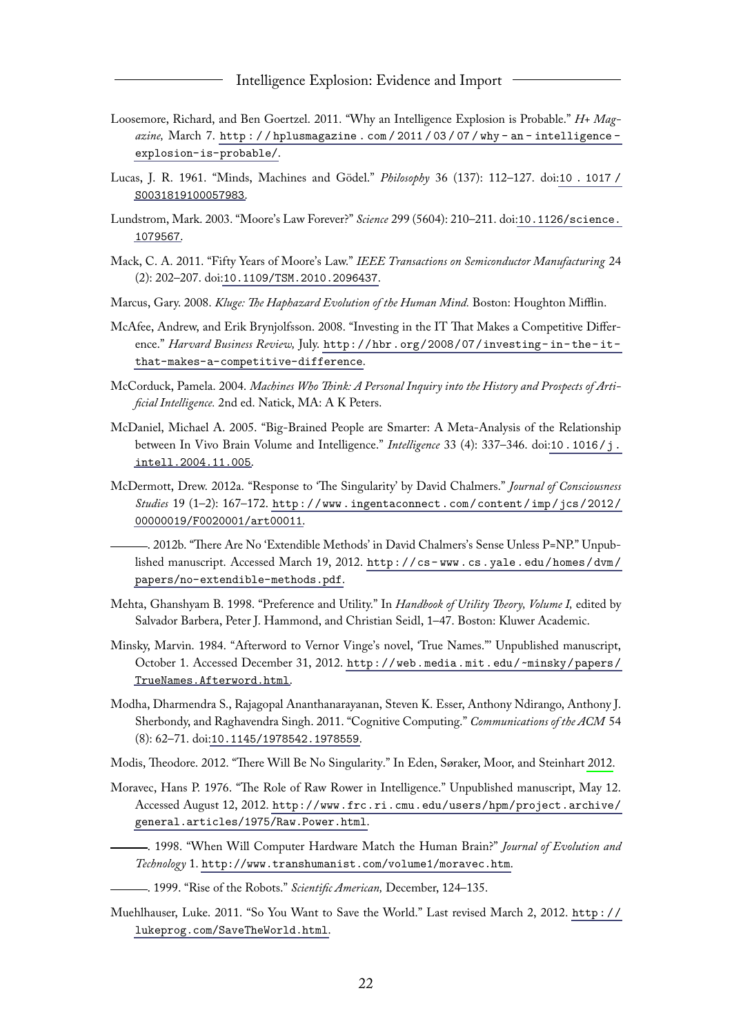Loosemore, Richard, and Ben Goertzel. 2011. "Why an Intelligence Explosion is Probable." *H+ Magazine,* March 7. http://hplusmagazine.com/2011/03/07/why-an-intelligence-explosion-is-probable/.

Lucas, J. R. 1961. "Minds, Machines and Gödel." *Philosophy* 36 (137): 112–127. doi:10.1017/S0031819100057983.

Lundstrom, Mark. 2003. "Moore's Law Forever?" *Science* 299 (5604): 210–211. doi:10.1126/science.1079567.

Mack, C. A. 2011. "Fifty Years of Moore's Law." *IEEE Transactions on Semiconductor Manufacturing* 24 (2): 202–207. doi:10.1109/TSM.2010.2096437.

Marcus, Gary. 2008. *Kluge: The Haphazard Evolution of the Human Mind.* Boston: Houghton Mifflin.

McAfee, Andrew, and Erik Brynjolfsson. 2008. "Investing in the IT That Makes a Competitive Difference." *Harvard Business Review,* July. http://hbr.org/2008/07/investing-in-the-it-that-makes-a-competitive-difference.

McCorduck, Pamela. 2004. *Machines Who Think: A Personal Inquiry into the History and Prospects of Artificial Intelligence.* 2nd ed. Natick, MA: A K Peters.

McDaniel, Michael A. 2005. "Big-Brained People are Smarter: A Meta-Analysis of the Relationship between In Vivo Brain Volume and Intelligence." *Intelligence* 33 (4): 337–346. doi:10.1016/j.intell.2004.11.005.

McDermott, Drew. 2012a. "Response to 'The Singularity' by David Chalmers." *Journal of Consciousness Studies* 19 (1–2): 167–172. http://www.ingentaconnect.com/content/imp/jcs/2012/00000019/F0020001/art00011.

———. 2012b. "There Are No 'Extendible Methods' in David Chalmers's Sense Unless P=NP." Unpublished manuscript. Accessed March 19, 2012. http://cs-www.cs.yale.edu/homes/dvm/papers/no-extendible-methods.pdf.

Mehta, Ghanshyam B. 1998. "Preference and Utility." In *Handbook of Utility Theory, Volume I,* edited by Salvador Barbera, Peter J. Hammond, and Christian Seidl, 1–47. Boston: Kluwer Academic.

Minsky, Marvin. 1984. "Afterword to Vernor Vinge's novel, 'True Names.'" Unpublished manuscript, October 1. Accessed December 31, 2012. http://web.media.mit.edu/~minsky/papers/TrueNames.Afterword.html.

Modha, Dharmendra S., Rajagopal Ananthanarayanan, Steven K. Esser, Anthony Ndirango, Anthony J. Sherbondy, and Raghavendra Singh. 2011. "Cognitive Computing." *Communications of the ACM* 54 (8): 62–71. doi:10.1145/1978542.1978559.

Modis, Theodore. 2012. "There Will Be No Singularity." In Eden, Søraker, Moor, and Steinhart 2012.

Moravec, Hans P. 1976. "The Role of Raw Rower in Intelligence." Unpublished manuscript, May 12. Accessed August 12, 2012. http://www.frc.ri.cmu.edu/users/hpm/project.archive/general.articles/1975/Raw.Power.html.

———. 1998. "When Will Computer Hardware Match the Human Brain?" *Journal of Evolution and Technology* 1. http://www.transhumanist.com/volume1/moravec.htm.

———. 1999. "Rise of the Robots." *Scientific American,* December, 124–135.

Muehlhauser, Luke. 2011. "So You Want to Save the World." Last revised March 2, 2012. http://lukeprog.com/SaveTheWorld.html.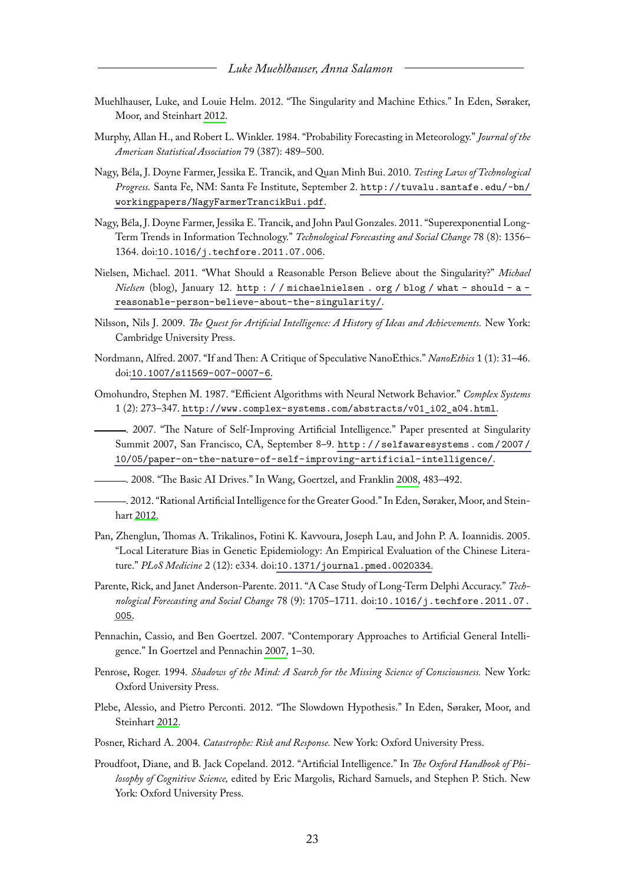Muehlhauser, Luke, and Louie Helm. 2012. "The Singularity and Machine Ethics." In Eden, Søraker, Moor, and Steinhart 2012.

Murphy, Allan H., and Robert L. Winkler. 1984. "Probability Forecasting in Meteorology." *Journal of the American Statistical Association* 79 (387): 489–500.

Nagy, Béla, J. Doyne Farmer, Jessika E. Trancik, and Quan Minh Bui. 2010. *Testing Laws of Technological Progress.* Santa Fe, NM: Santa Fe Institute, September 2. http://tuvalu.santafe.edu/~bn/workingpapers/NagyFarmerTrancikBui.pdf.

Nagy, Béla, J. Doyne Farmer, Jessika E. Trancik, and John Paul Gonzales. 2011. "Superexponential Long-Term Trends in Information Technology." *Technological Forecasting and Social Change* 78 (8): 1356–1364. doi:10.1016/j.techfore.2011.07.006.

Nielsen, Michael. 2011. "What Should a Reasonable Person Believe about the Singularity?" *Michael Nielsen* (blog), January 12. http://michaelnielsen.org/blog/what-should-a-reasonable-person-believe-about-the-singularity/.

Nilsson, Nils J. 2009. *The Quest for Artificial Intelligence: A History of Ideas and Achievements.* New York: Cambridge University Press.

Nordmann, Alfred. 2007. "If and Then: A Critique of Speculative NanoEthics." *NanoEthics* 1 (1): 31–46. doi:10.1007/s11569-007-0007-6.

Omohundro, Stephen M. 1987. "Efficient Algorithms with Neural Network Behavior." *Complex Systems* 1 (2): 273–347. http://www.complex-systems.com/abstracts/v01_i02_a04.html.

———. 2007. "The Nature of Self-Improving Artificial Intelligence." Paper presented at Singularity Summit 2007, San Francisco, CA, September 8–9. http://selfawaresystems.com/2007/10/05/paper-on-the-nature-of-self-improving-artificial-intelligence/.

———. 2008. "The Basic AI Drives." In Wang, Goertzel, and Franklin 2008, 483–492.

———. 2012. "Rational Artificial Intelligence for the Greater Good." In Eden, Søraker, Moor, and Steinhart 2012.

Pan, Zhenglun, Thomas A. Trikalinos, Fotini K. Kavvoura, Joseph Lau, and John P. A. Ioannidis. 2005. "Local Literature Bias in Genetic Epidemiology: An Empirical Evaluation of the Chinese Literature." *PLoS Medicine* 2 (12): e334. doi:10.1371/journal.pmed.0020334.

Parente, Rick, and Janet Anderson-Parente. 2011. "A Case Study of Long-Term Delphi Accuracy." *Technological Forecasting and Social Change* 78 (9): 1705–1711. doi:10.1016/j.techfore.2011.07.005.

Pennachin, Cassio, and Ben Goertzel. 2007. "Contemporary Approaches to Artificial General Intelligence." In Goertzel and Pennachin 2007, 1–30.

Penrose, Roger. 1994. *Shadows of the Mind: A Search for the Missing Science of Consciousness.* New York: Oxford University Press.

Plebe, Alessio, and Pietro Perconti. 2012. "The Slowdown Hypothesis." In Eden, Søraker, Moor, and Steinhart 2012.

Posner, Richard A. 2004. *Catastrophe: Risk and Response.* New York: Oxford University Press.

Proudfoot, Diane, and B. Jack Copeland. 2012. "Artificial Intelligence." In *The Oxford Handbook of Philosophy of Cognitive Science,* edited by Eric Margolis, Richard Samuels, and Stephen P. Stich. New York: Oxford University Press.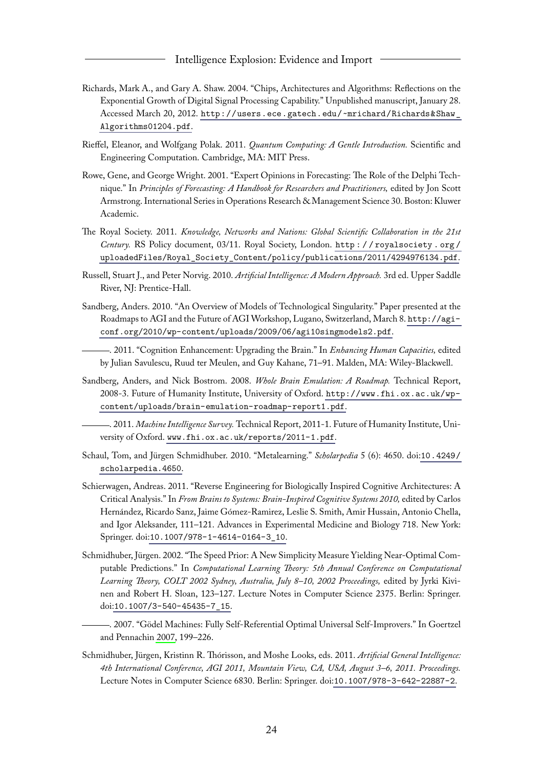Richards, Mark A., and Gary A. Shaw. 2004. "Chips, Architectures and Algorithms: Reflections on the Exponential Growth of Digital Signal Processing Capability." Unpublished manuscript, January 28. Accessed March 20, 2012. http://users.ece.gatech.edu/~mrichard/Richards&Shaw_Algorithms01204.pdf.

Rieffel, Eleanor, and Wolfgang Polak. 2011. *Quantum Computing: A Gentle Introduction.* Scientific and Engineering Computation. Cambridge, MA: MIT Press.

Rowe, Gene, and George Wright. 2001. "Expert Opinions in Forecasting: The Role of the Delphi Technique." In *Principles of Forecasting: A Handbook for Researchers and Practitioners,* edited by Jon Scott Armstrong. International Series in Operations Research & Management Science 30. Boston: Kluwer Academic.

The Royal Society. 2011. *Knowledge, Networks and Nations: Global Scientific Collaboration in the 21st Century.* RS Policy document, 03/11. Royal Society, London. http://royalsociety.org/uploadedFiles/Royal_Society_Content/policy/publications/2011/4294976134.pdf.

Russell, Stuart J., and Peter Norvig. 2010. *Artificial Intelligence: A Modern Approach.* 3rd ed. Upper Saddle River, NJ: Prentice-Hall.

Sandberg, Anders. 2010. "An Overview of Models of Technological Singularity." Paper presented at the Roadmaps to AGI and the Future of AGI Workshop, Lugano, Switzerland, March 8. http://agi-conf.org/2010/wp-content/uploads/2009/06/agi10singmodels2.pdf.

———. 2011. "Cognition Enhancement: Upgrading the Brain." In *Enhancing Human Capacities,* edited by Julian Savulescu, Ruud ter Meulen, and Guy Kahane, 71–91. Malden, MA: Wiley-Blackwell.

Sandberg, Anders, and Nick Bostrom. 2008. *Whole Brain Emulation: A Roadmap.* Technical Report, 2008-3. Future of Humanity Institute, University of Oxford. http://www.fhi.ox.ac.uk/wp-content/uploads/brain-emulation-roadmap-report1.pdf.

———. 2011. *Machine Intelligence Survey.* Technical Report, 2011-1. Future of Humanity Institute, University of Oxford. www.fhi.ox.ac.uk/reports/2011-1.pdf.

Schaul, Tom, and Jürgen Schmidhuber. 2010. "Metalearning." *Scholarpedia* 5 (6): 4650. doi:10.4249/scholarpedia.4650.

Schierwagen, Andreas. 2011. "Reverse Engineering for Biologically Inspired Cognitive Architectures: A Critical Analysis." In *From Brains to Systems: Brain-Inspired Cognitive Systems 2010,* edited by Carlos Hernández, Ricardo Sanz, Jaime Gómez-Ramirez, Leslie S. Smith, Amir Hussain, Antonio Chella, and Igor Aleksander, 111–121. Advances in Experimental Medicine and Biology 718. New York: Springer. doi:10.1007/978-1-4614-0164-3_10.

Schmidhuber, Jürgen. 2002. "The Speed Prior: A New Simplicity Measure Yielding Near-Optimal Computable Predictions." In *Computational Learning Theory: 5th Annual Conference on Computational Learning Theory, COLT 2002 Sydney, Australia, July 8–10, 2002 Proceedings,* edited by Jyrki Kivinen and Robert H. Sloan, 123–127. Lecture Notes in Computer Science 2375. Berlin: Springer. doi:10.1007/3-540-45435-7_15.

———. 2007. "Gödel Machines: Fully Self-Referential Optimal Universal Self-Improvers." In Goertzel and Pennachin 2007, 199–226.

Schmidhuber, Jürgen, Kristinn R. Thórisson, and Moshe Looks, eds. 2011. *Artificial General Intelligence: 4th International Conference, AGI 2011, Mountain View, CA, USA, August 3–6, 2011. Proceedings.* Lecture Notes in Computer Science 6830. Berlin: Springer. doi:10.1007/978-3-642-22887-2.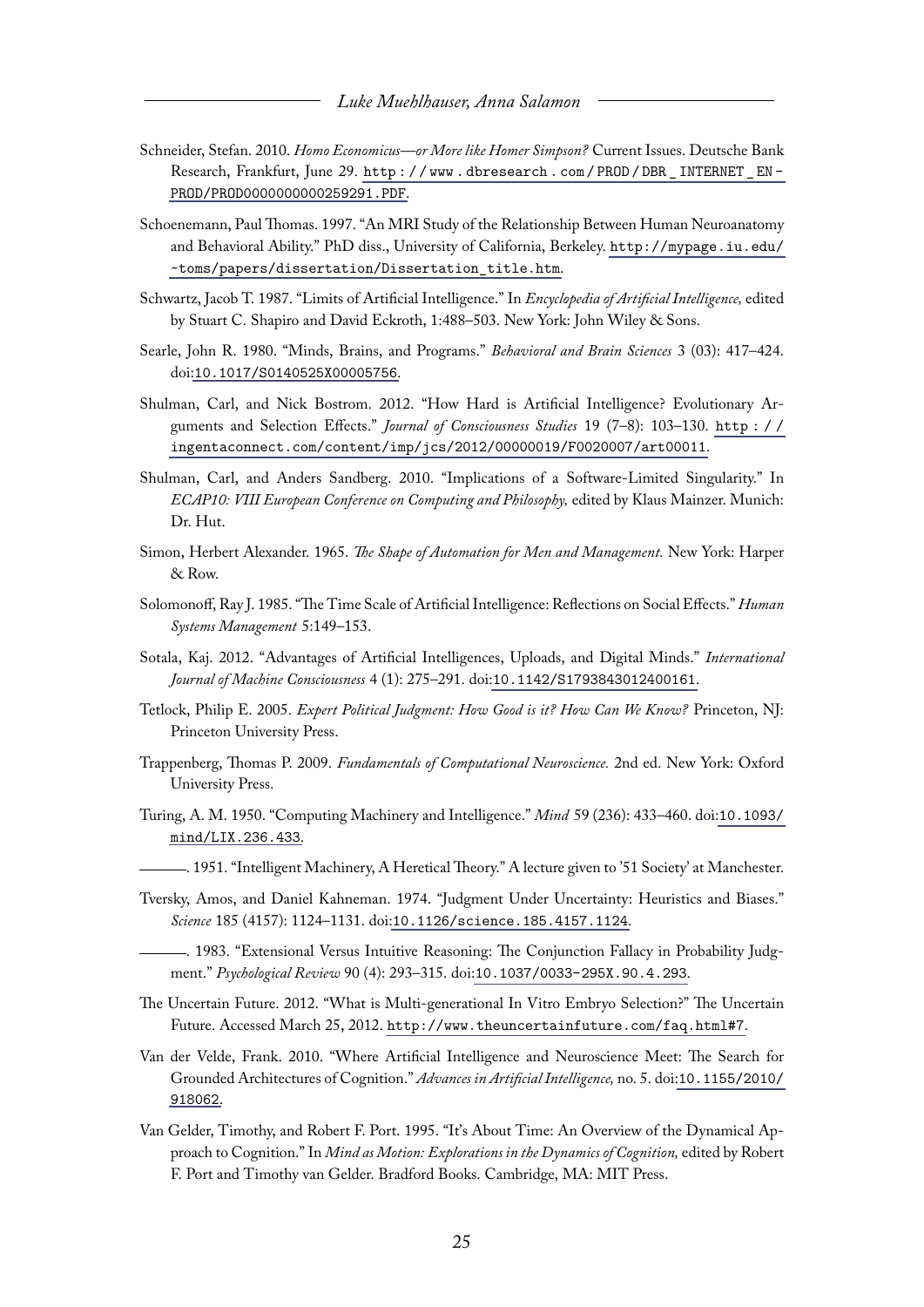Schneider, Stefan. 2010. *Homo Economicus—or More like Homer Simpson?* Current Issues. Deutsche Bank Research, Frankfurt, June 29. http://www.dbresearch.com/PROD/DBR_INTERNET_EN-PROD/PROD0000000000259291.PDF.

Schoenemann, Paul Thomas. 1997. "An MRI Study of the Relationship Between Human Neuroanatomy and Behavioral Ability." PhD diss., University of California, Berkeley. http://mypage.iu.edu/~toms/papers/dissertation/Dissertation_title.htm.

Schwartz, Jacob T. 1987. "Limits of Artificial Intelligence." In *Encyclopedia of Artificial Intelligence,* edited by Stuart C. Shapiro and David Eckroth, 1:488–503. New York: John Wiley & Sons.

Searle, John R. 1980. "Minds, Brains, and Programs." *Behavioral and Brain Sciences* 3 (03): 417–424. doi:10.1017/S0140525X00005756.

Shulman, Carl, and Nick Bostrom. 2012. "How Hard is Artificial Intelligence? Evolutionary Arguments and Selection Effects." *Journal of Consciousness Studies* 19 (7–8): 103–130. http://ingentaconnect.com/content/imp/jcs/2012/00000019/F0020007/art00011.

Shulman, Carl, and Anders Sandberg. 2010. "Implications of a Software-Limited Singularity." In *ECAP10: VIII European Conference on Computing and Philosophy,* edited by Klaus Mainzer. Munich: Dr. Hut.

Simon, Herbert Alexander. 1965. *The Shape of Automation for Men and Management.* New York: Harper & Row.

Solomonoff, Ray J. 1985. "The Time Scale of Artificial Intelligence: Reflections on Social Effects." *Human Systems Management* 5:149–153.

Sotala, Kaj. 2012. "Advantages of Artificial Intelligences, Uploads, and Digital Minds." *International Journal of Machine Consciousness* 4 (1): 275–291. doi:10.1142/S1793843012400161.

Tetlock, Philip E. 2005. *Expert Political Judgment: How Good is it? How Can We Know?* Princeton, NJ: Princeton University Press.

Trappenberg, Thomas P. 2009. *Fundamentals of Computational Neuroscience.* 2nd ed. New York: Oxford University Press.

Turing, A. M. 1950. "Computing Machinery and Intelligence." *Mind* 59 (236): 433–460. doi:10.1093/mind/LIX.236.433.

———. 1951. "Intelligent Machinery, A Heretical Theory." A lecture given to '51 Society' at Manchester.

Tversky, Amos, and Daniel Kahneman. 1974. "Judgment Under Uncertainty: Heuristics and Biases." *Science* 185 (4157): 1124–1131. doi:10.1126/science.185.4157.1124.

———. 1983. "Extensional Versus Intuitive Reasoning: The Conjunction Fallacy in Probability Judgment." *Psychological Review* 90 (4): 293–315. doi:10.1037/0033-295X.90.4.293.

The Uncertain Future. 2012. "What is Multi-generational In Vitro Embryo Selection?" The Uncertain Future. Accessed March 25, 2012. http://www.theuncertainfuture.com/faq.html#7.

Van der Velde, Frank. 2010. "Where Artificial Intelligence and Neuroscience Meet: The Search for Grounded Architectures of Cognition." *Advances in Artificial Intelligence,* no. 5. doi:10.1155/2010/918062.

Van Gelder, Timothy, and Robert F. Port. 1995. "It's About Time: An Overview of the Dynamical Approach to Cognition." In *Mind as Motion: Explorations in the Dynamics of Cognition,* edited by Robert F. Port and Timothy van Gelder. Bradford Books. Cambridge, MA: MIT Press.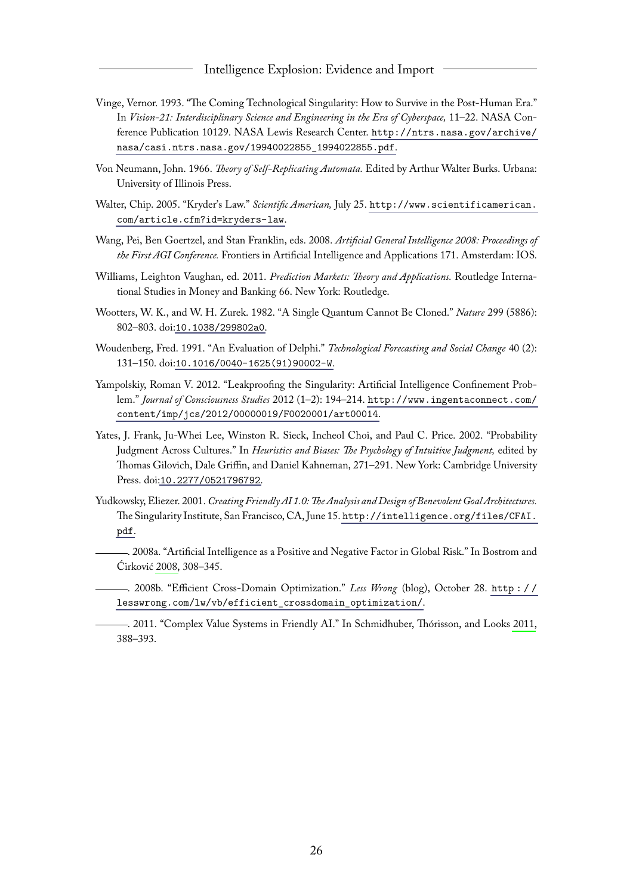Vinge, Vernor. 1993. "The Coming Technological Singularity: How to Survive in the Post-Human Era." In *Vision-21: Interdisciplinary Science and Engineering in the Era of Cyberspace,* 11–22. NASA Conference Publication 10129. NASA Lewis Research Center. http://ntrs.nasa.gov/archive/nasa/casi.ntrs.nasa.gov/19940022855_1994022855.pdf.

Von Neumann, John. 1966. *Theory of Self-Replicating Automata.* Edited by Arthur Walter Burks. Urbana: University of Illinois Press.

Walter, Chip. 2005. "Kryder's Law." *Scientific American,* July 25. http://www.scientificamerican.com/article.cfm?id=kryders-law.

Wang, Pei, Ben Goertzel, and Stan Franklin, eds. 2008. *Artificial General Intelligence 2008: Proceedings of the First AGI Conference.* Frontiers in Artificial Intelligence and Applications 171. Amsterdam: IOS.

Williams, Leighton Vaughan, ed. 2011. *Prediction Markets: Theory and Applications.* Routledge International Studies in Money and Banking 66. New York: Routledge.

Wootters, W. K., and W. H. Zurek. 1982. "A Single Quantum Cannot Be Cloned." *Nature* 299 (5886): 802–803. doi:10.1038/299802a0.

Woudenberg, Fred. 1991. "An Evaluation of Delphi." *Technological Forecasting and Social Change* 40 (2): 131–150. doi:10.1016/0040-1625(91)90002-W.

Yampolskiy, Roman V. 2012. "Leakproofing the Singularity: Artificial Intelligence Confinement Problem." *Journal of Consciousness Studies* 2012 (1–2): 194–214. http://www.ingentaconnect.com/content/imp/jcs/2012/00000019/F0020001/art00014.

Yates, J. Frank, Ju-Whei Lee, Winston R. Sieck, Incheol Choi, and Paul C. Price. 2002. "Probability Judgment Across Cultures." In *Heuristics and Biases: The Psychology of Intuitive Judgment,* edited by Thomas Gilovich, Dale Griffin, and Daniel Kahneman, 271–291. New York: Cambridge University Press. doi:10.2277/0521796792.

Yudkowsky, Eliezer. 2001. *Creating Friendly AI 1.0: The Analysis and Design of Benevolent Goal Architectures.* The Singularity Institute, San Francisco, CA, June 15. http://intelligence.org/files/CFAI.pdf.

———. 2008a. "Artificial Intelligence as a Positive and Negative Factor in Global Risk." In Bostrom and Ćirković 2008, 308–345.

———. 2008b. "Efficient Cross-Domain Optimization." *Less Wrong* (blog), October 28. http://lesswrong.com/lw/vb/efficient_crossdomain_optimization/.

———. 2011. "Complex Value Systems in Friendly AI." In Schmidhuber, Thórisson, and Looks 2011, 388–393.